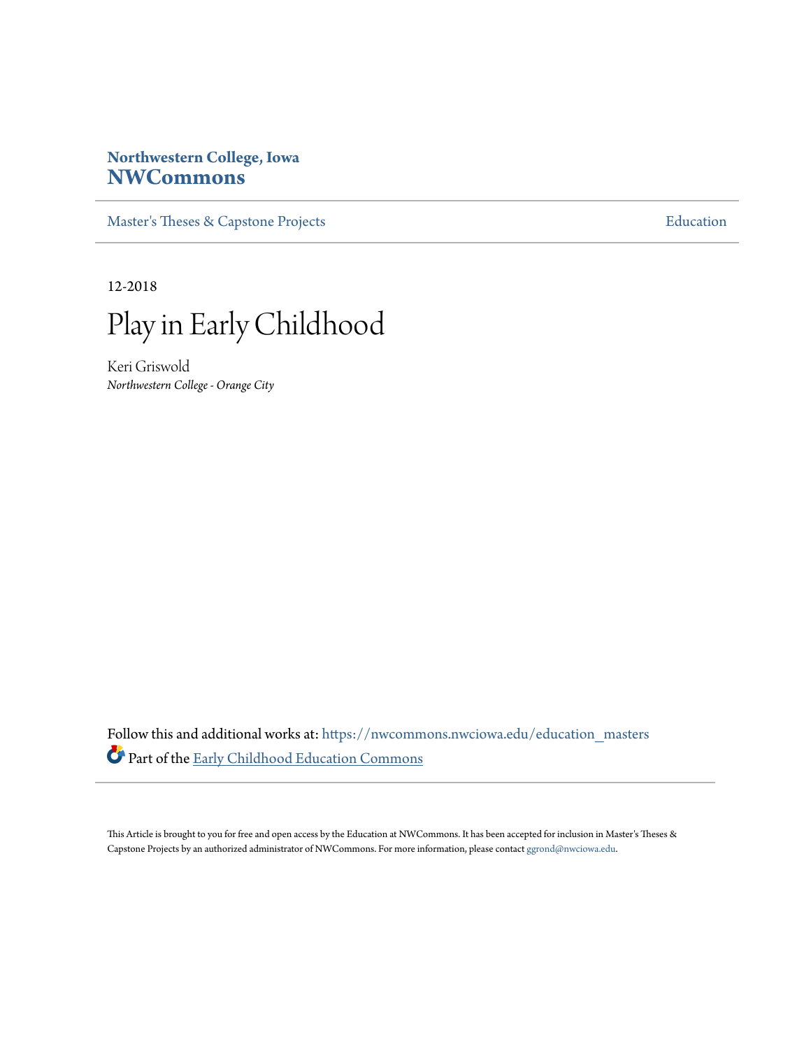**Northwestern College, Iowa**
**NWCommons**

Master's Theses & Capstone Projects | Education

12-2018

# Play in Early Childhood

Keri Griswold
*Northwestern College - Orange City*

Follow this and additional works at: https://nwcommons.nwciowa.edu/education_masters

Part of the Early Childhood Education Commons

This Article is brought to you for free and open access by the Education at NWCommons. It has been accepted for inclusion in Master's Theses & Capstone Projects by an authorized administrator of NWCommons. For more information, please contact ggrond@nwciowa.edu.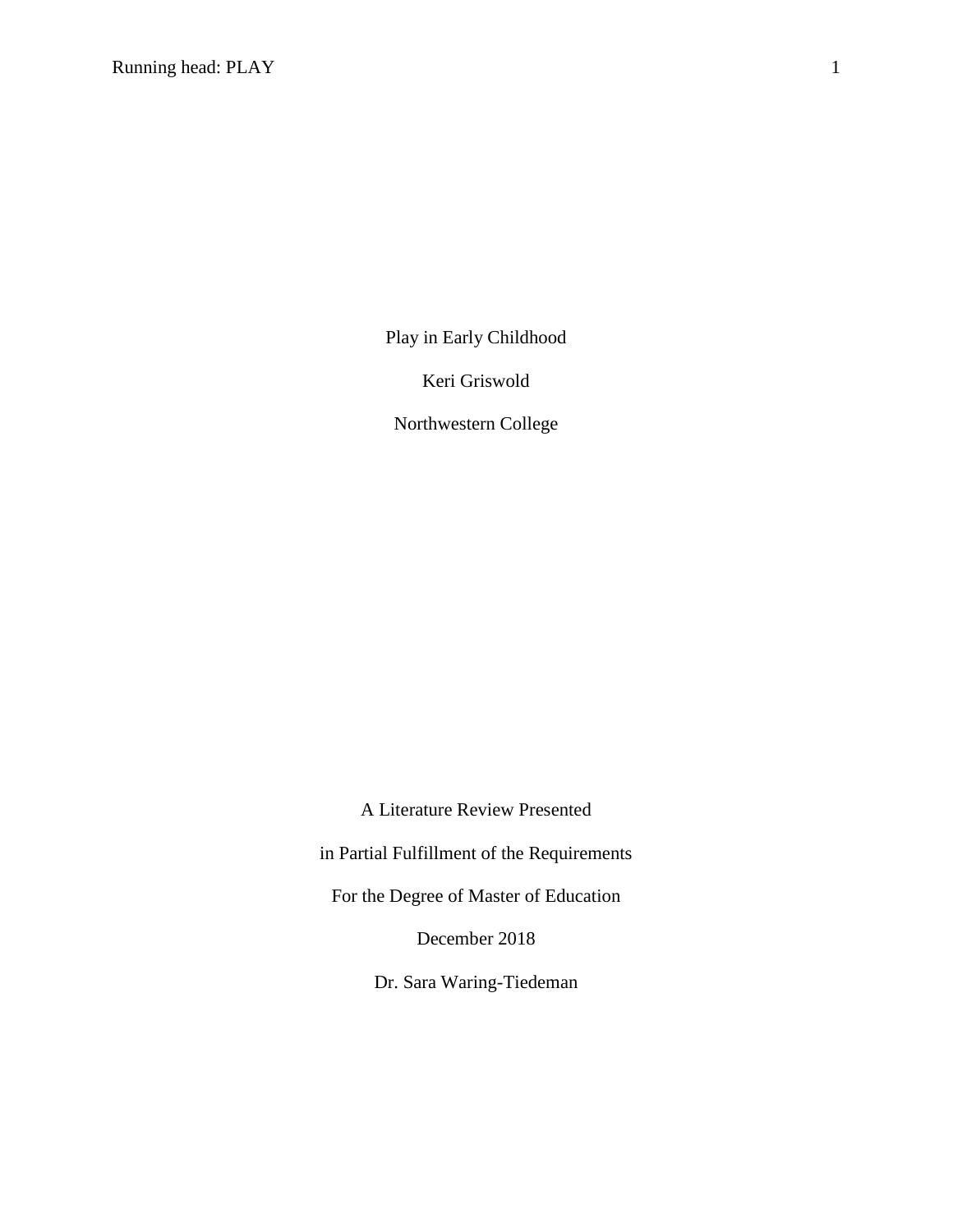Play in Early Childhood

Keri Griswold

Northwestern College

A Literature Review Presented

in Partial Fulfillment of the Requirements

For the Degree of Master of Education

December 2018

Dr. Sara Waring-Tiedeman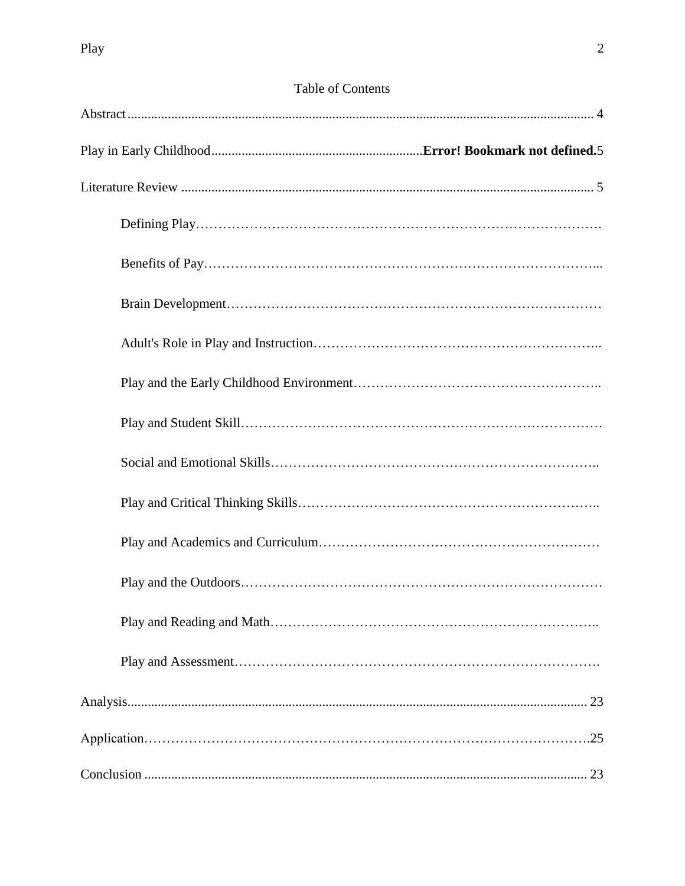Table of Contents

Abstract .......................................................................................................................................... 4

Play in Early Childhood ...............................................................**Error! Bookmark not defined.**5

Literature Review .......................................................................................................................... 5

    Defining Play……………………………………………………………………………….

    Benefits of Pay…………………………………………………………………………...

    Brain Development…………………………………………………………………….…

    Adult's Role in Play and Instruction………………………………………………………..

    Play and the Early Childhood Environment………………………………………………..

    Play and Student Skill………………………………………………………………………

    Social and Emotional Skills…………………………………………………………………..

    Play and Critical Thinking Skills…………………………………………………………..

    Play and Academics and Curriculum………………………………………………………

    Play and the Outdoors………………………………………………………………………

    Play and Reading and Math……………………………………………………………….. 

    Play and Assessment……………………………………………………………………….

Analysis........................................................................................................................................ 23

Application……………………………………………………………………………………….25

Conclusion .................................................................................................................................... 23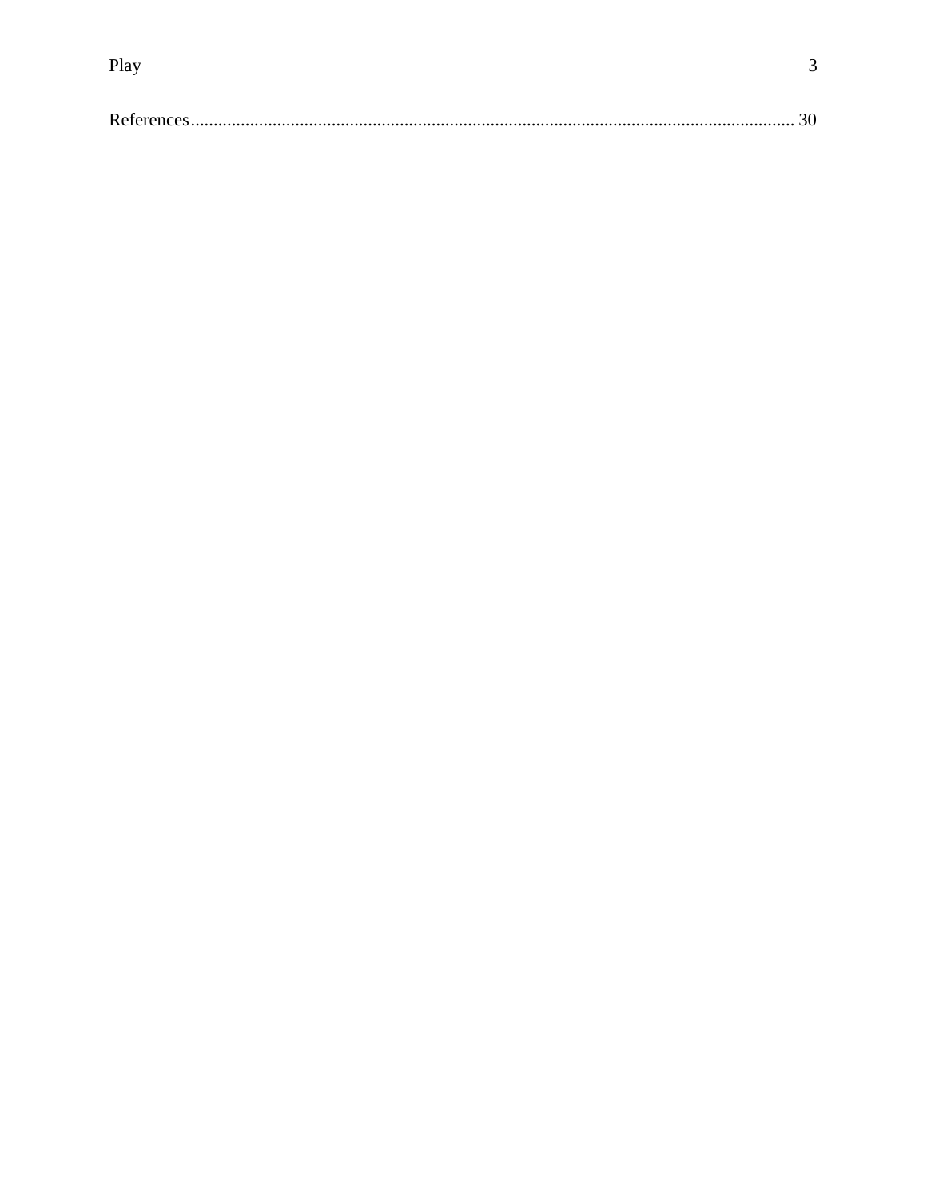References........................................................................................................................ 30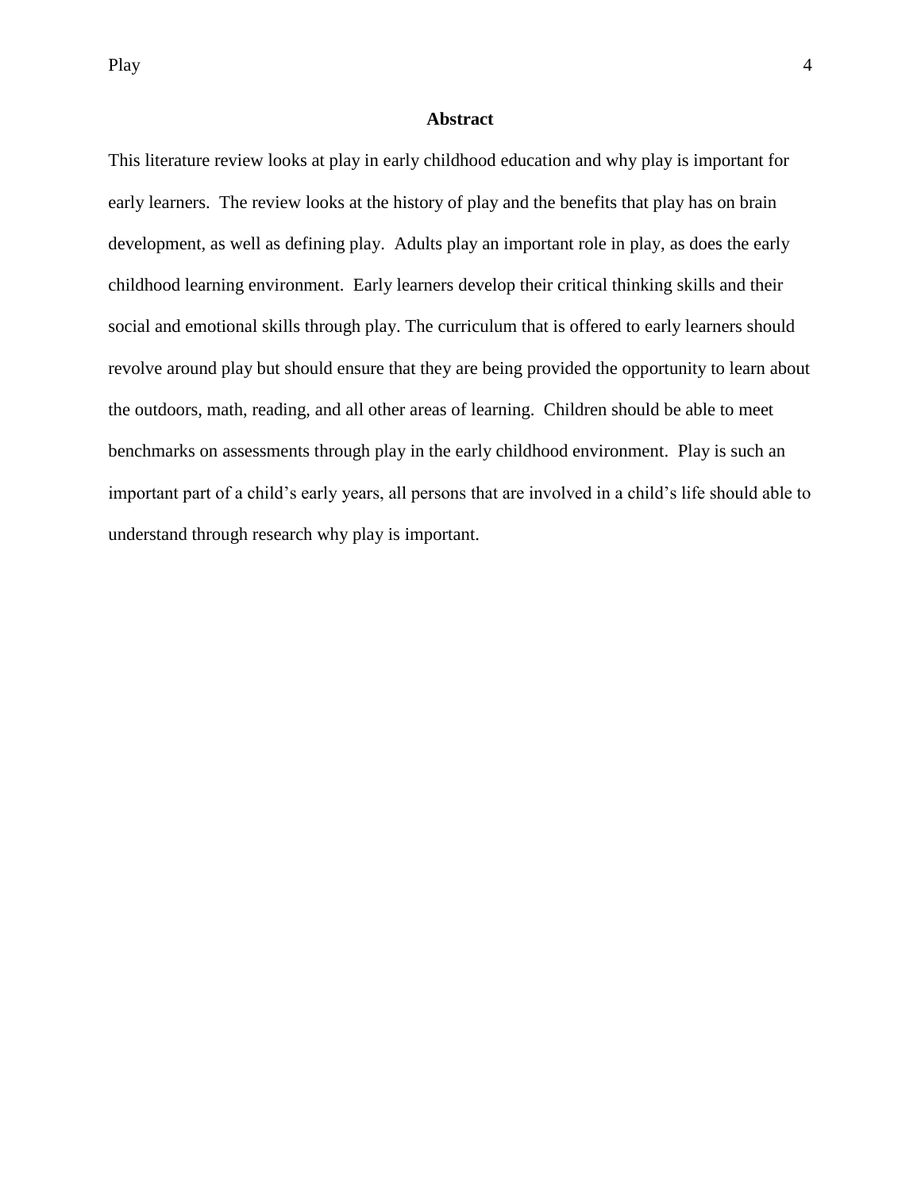## Abstract

This literature review looks at play in early childhood education and why play is important for early learners. The review looks at the history of play and the benefits that play has on brain development, as well as defining play. Adults play an important role in play, as does the early childhood learning environment. Early learners develop their critical thinking skills and their social and emotional skills through play. The curriculum that is offered to early learners should revolve around play but should ensure that they are being provided the opportunity to learn about the outdoors, math, reading, and all other areas of learning. Children should be able to meet benchmarks on assessments through play in the early childhood environment. Play is such an important part of a child's early years, all persons that are involved in a child's life should able to understand through research why play is important.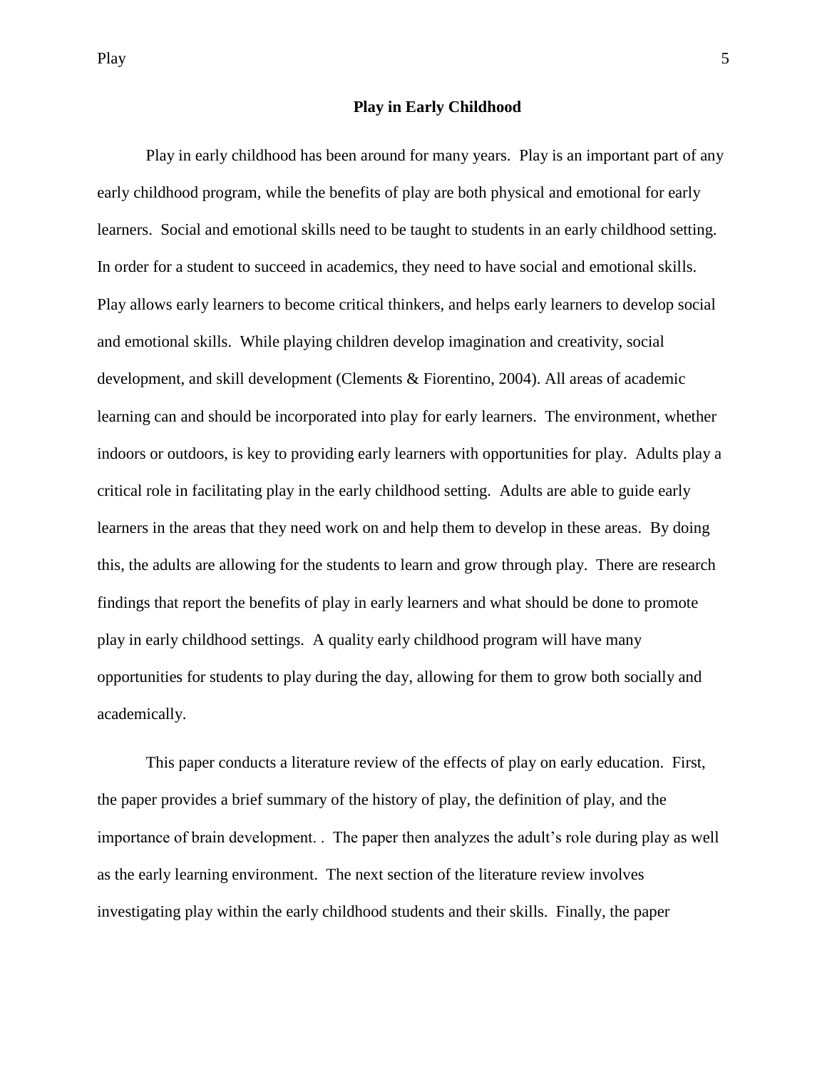## Play in Early Childhood

Play in early childhood has been around for many years. Play is an important part of any early childhood program, while the benefits of play are both physical and emotional for early learners. Social and emotional skills need to be taught to students in an early childhood setting. In order for a student to succeed in academics, they need to have social and emotional skills. Play allows early learners to become critical thinkers, and helps early learners to develop social and emotional skills. While playing children develop imagination and creativity, social development, and skill development (Clements & Fiorentino, 2004). All areas of academic learning can and should be incorporated into play for early learners. The environment, whether indoors or outdoors, is key to providing early learners with opportunities for play. Adults play a critical role in facilitating play in the early childhood setting. Adults are able to guide early learners in the areas that they need work on and help them to develop in these areas. By doing this, the adults are allowing for the students to learn and grow through play. There are research findings that report the benefits of play in early learners and what should be done to promote play in early childhood settings. A quality early childhood program will have many opportunities for students to play during the day, allowing for them to grow both socially and academically.

This paper conducts a literature review of the effects of play on early education. First, the paper provides a brief summary of the history of play, the definition of play, and the importance of brain development. . The paper then analyzes the adult's role during play as well as the early learning environment. The next section of the literature review involves investigating play within the early childhood students and their skills. Finally, the paper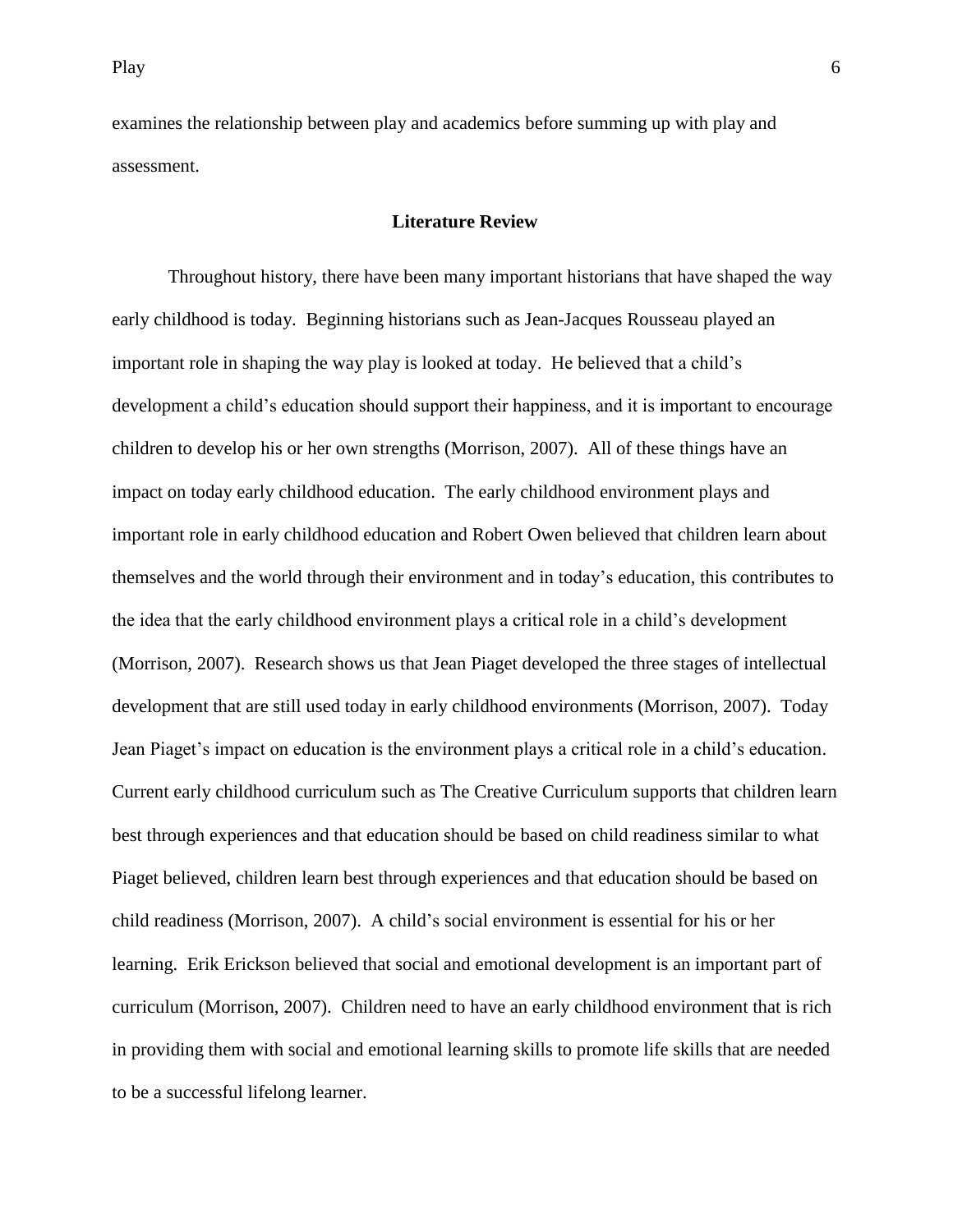examines the relationship between play and academics before summing up with play and assessment.

## Literature Review

Throughout history, there have been many important historians that have shaped the way early childhood is today. Beginning historians such as Jean-Jacques Rousseau played an important role in shaping the way play is looked at today. He believed that a child's development a child's education should support their happiness, and it is important to encourage children to develop his or her own strengths (Morrison, 2007). All of these things have an impact on today early childhood education. The early childhood environment plays and important role in early childhood education and Robert Owen believed that children learn about themselves and the world through their environment and in today's education, this contributes to the idea that the early childhood environment plays a critical role in a child's development (Morrison, 2007). Research shows us that Jean Piaget developed the three stages of intellectual development that are still used today in early childhood environments (Morrison, 2007). Today Jean Piaget's impact on education is the environment plays a critical role in a child's education. Current early childhood curriculum such as The Creative Curriculum supports that children learn best through experiences and that education should be based on child readiness similar to what Piaget believed, children learn best through experiences and that education should be based on child readiness (Morrison, 2007). A child's social environment is essential for his or her learning. Erik Erickson believed that social and emotional development is an important part of curriculum (Morrison, 2007). Children need to have an early childhood environment that is rich in providing them with social and emotional learning skills to promote life skills that are needed to be a successful lifelong learner.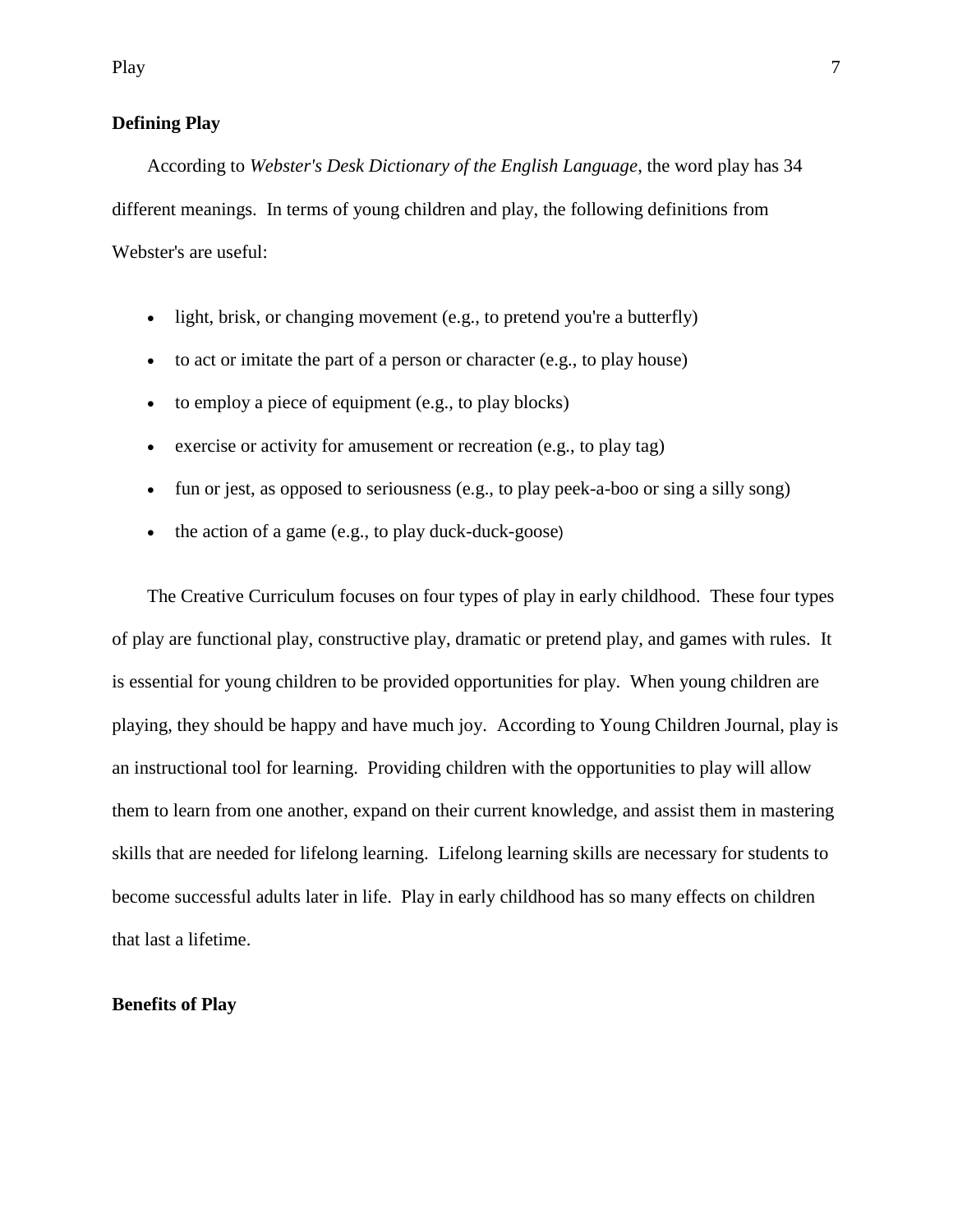## Defining Play

According to *Webster's Desk Dictionary of the English Language*, the word play has 34 different meanings. In terms of young children and play, the following definitions from Webster's are useful:

- light, brisk, or changing movement (e.g., to pretend you're a butterfly)
- to act or imitate the part of a person or character (e.g., to play house)
- to employ a piece of equipment (e.g., to play blocks)
- exercise or activity for amusement or recreation (e.g., to play tag)
- fun or jest, as opposed to seriousness (e.g., to play peek-a-boo or sing a silly song)
- the action of a game (e.g., to play duck-duck-goose)

The Creative Curriculum focuses on four types of play in early childhood. These four types of play are functional play, constructive play, dramatic or pretend play, and games with rules. It is essential for young children to be provided opportunities for play. When young children are playing, they should be happy and have much joy. According to Young Children Journal, play is an instructional tool for learning. Providing children with the opportunities to play will allow them to learn from one another, expand on their current knowledge, and assist them in mastering skills that are needed for lifelong learning. Lifelong learning skills are necessary for students to become successful adults later in life. Play in early childhood has so many effects on children that last a lifetime.

## Benefits of Play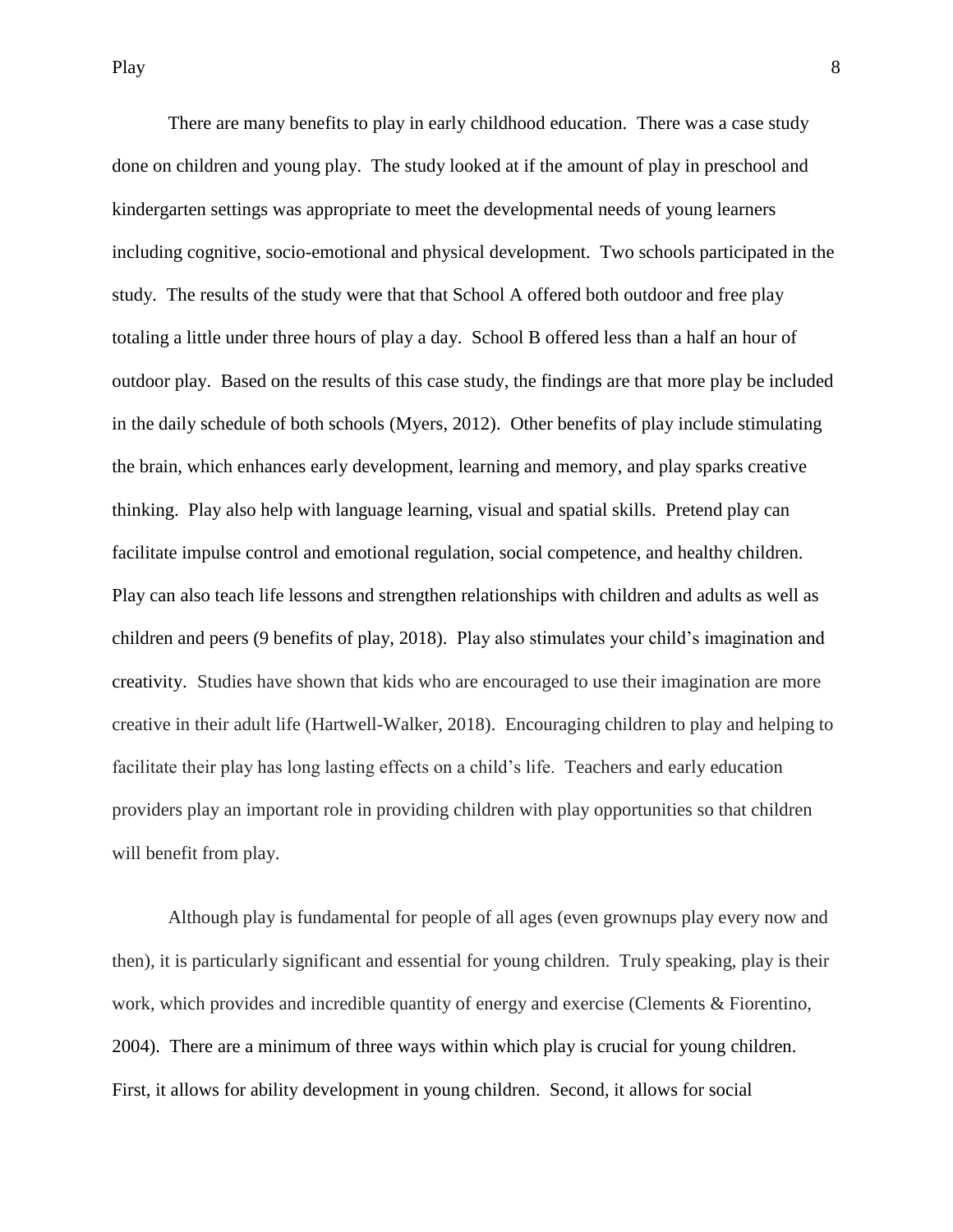There are many benefits to play in early childhood education. There was a case study done on children and young play. The study looked at if the amount of play in preschool and kindergarten settings was appropriate to meet the developmental needs of young learners including cognitive, socio-emotional and physical development. Two schools participated in the study. The results of the study were that that School A offered both outdoor and free play totaling a little under three hours of play a day. School B offered less than a half an hour of outdoor play. Based on the results of this case study, the findings are that more play be included in the daily schedule of both schools (Myers, 2012). Other benefits of play include stimulating the brain, which enhances early development, learning and memory, and play sparks creative thinking. Play also help with language learning, visual and spatial skills. Pretend play can facilitate impulse control and emotional regulation, social competence, and healthy children. Play can also teach life lessons and strengthen relationships with children and adults as well as children and peers (9 benefits of play, 2018). Play also stimulates your child's imagination and creativity. Studies have shown that kids who are encouraged to use their imagination are more creative in their adult life (Hartwell-Walker, 2018). Encouraging children to play and helping to facilitate their play has long lasting effects on a child's life. Teachers and early education providers play an important role in providing children with play opportunities so that children will benefit from play.

Although play is fundamental for people of all ages (even grownups play every now and then), it is particularly significant and essential for young children. Truly speaking, play is their work, which provides and incredible quantity of energy and exercise (Clements & Fiorentino, 2004). There are a minimum of three ways within which play is crucial for young children. First, it allows for ability development in young children. Second, it allows for social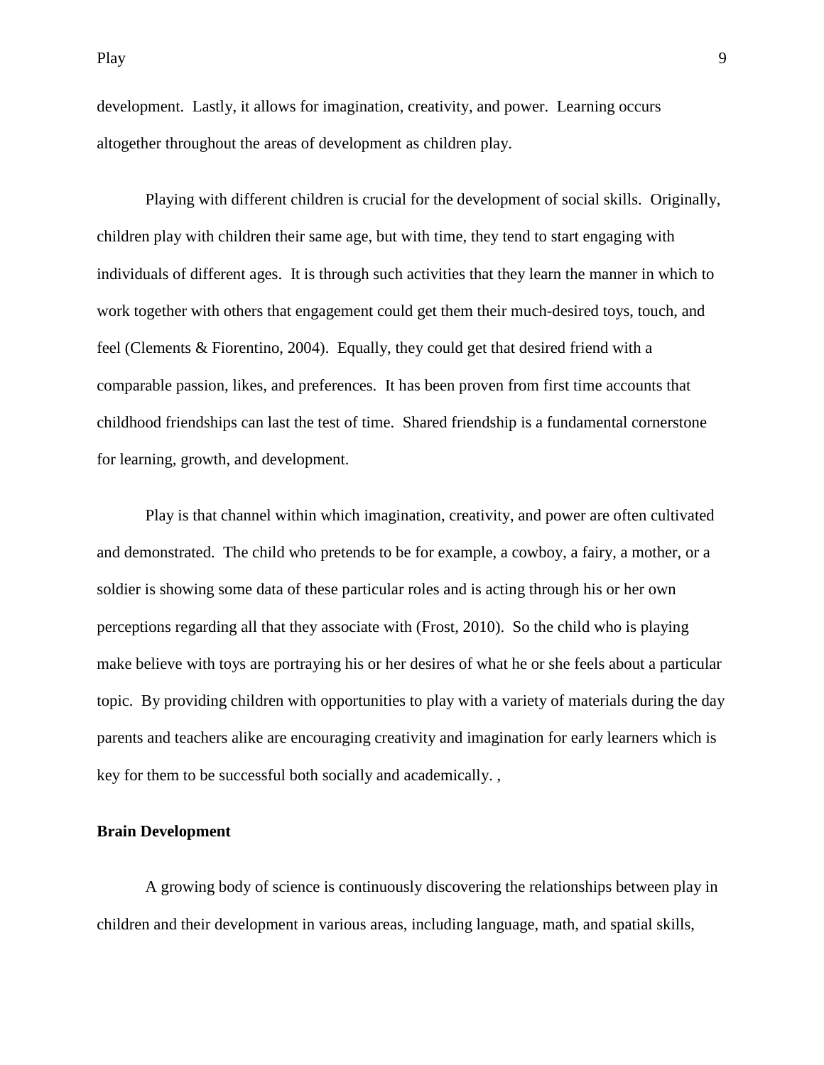development. Lastly, it allows for imagination, creativity, and power. Learning occurs altogether throughout the areas of development as children play.

Playing with different children is crucial for the development of social skills. Originally, children play with children their same age, but with time, they tend to start engaging with individuals of different ages. It is through such activities that they learn the manner in which to work together with others that engagement could get them their much-desired toys, touch, and feel (Clements & Fiorentino, 2004). Equally, they could get that desired friend with a comparable passion, likes, and preferences. It has been proven from first time accounts that childhood friendships can last the test of time. Shared friendship is a fundamental cornerstone for learning, growth, and development.

Play is that channel within which imagination, creativity, and power are often cultivated and demonstrated. The child who pretends to be for example, a cowboy, a fairy, a mother, or a soldier is showing some data of these particular roles and is acting through his or her own perceptions regarding all that they associate with (Frost, 2010). So the child who is playing make believe with toys are portraying his or her desires of what he or she feels about a particular topic. By providing children with opportunities to play with a variety of materials during the day parents and teachers alike are encouraging creativity and imagination for early learners which is key for them to be successful both socially and academically. ,

**Brain Development**

A growing body of science is continuously discovering the relationships between play in children and their development in various areas, including language, math, and spatial skills,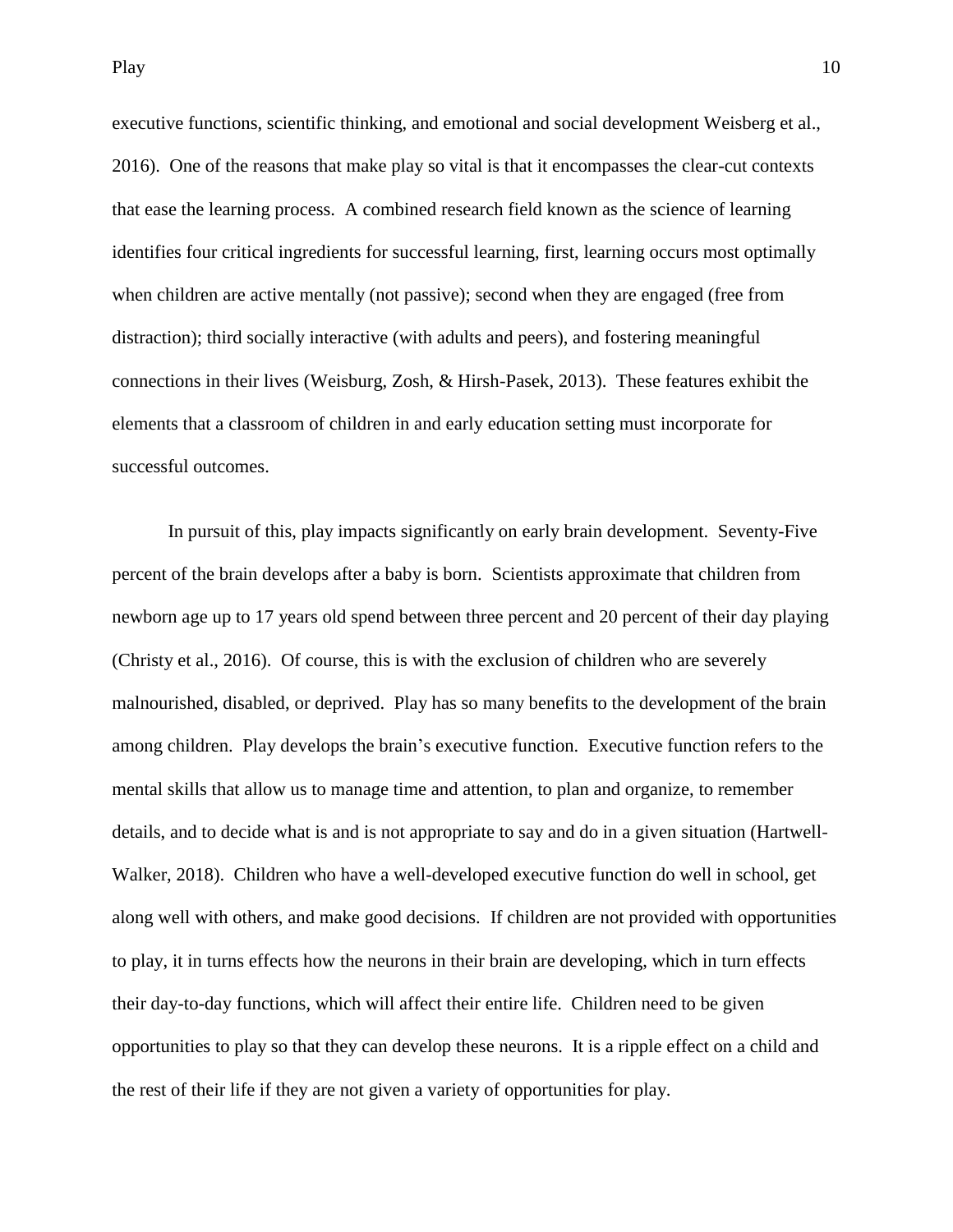executive functions, scientific thinking, and emotional and social development Weisberg et al., 2016). One of the reasons that make play so vital is that it encompasses the clear-cut contexts that ease the learning process. A combined research field known as the science of learning identifies four critical ingredients for successful learning, first, learning occurs most optimally when children are active mentally (not passive); second when they are engaged (free from distraction); third socially interactive (with adults and peers), and fostering meaningful connections in their lives (Weisburg, Zosh, & Hirsh-Pasek, 2013). These features exhibit the elements that a classroom of children in and early education setting must incorporate for successful outcomes.

In pursuit of this, play impacts significantly on early brain development. Seventy-Five percent of the brain develops after a baby is born. Scientists approximate that children from newborn age up to 17 years old spend between three percent and 20 percent of their day playing (Christy et al., 2016). Of course, this is with the exclusion of children who are severely malnourished, disabled, or deprived. Play has so many benefits to the development of the brain among children. Play develops the brain's executive function. Executive function refers to the mental skills that allow us to manage time and attention, to plan and organize, to remember details, and to decide what is and is not appropriate to say and do in a given situation (Hartwell-Walker, 2018). Children who have a well-developed executive function do well in school, get along well with others, and make good decisions. If children are not provided with opportunities to play, it in turns effects how the neurons in their brain are developing, which in turn effects their day-to-day functions, which will affect their entire life. Children need to be given opportunities to play so that they can develop these neurons. It is a ripple effect on a child and the rest of their life if they are not given a variety of opportunities for play.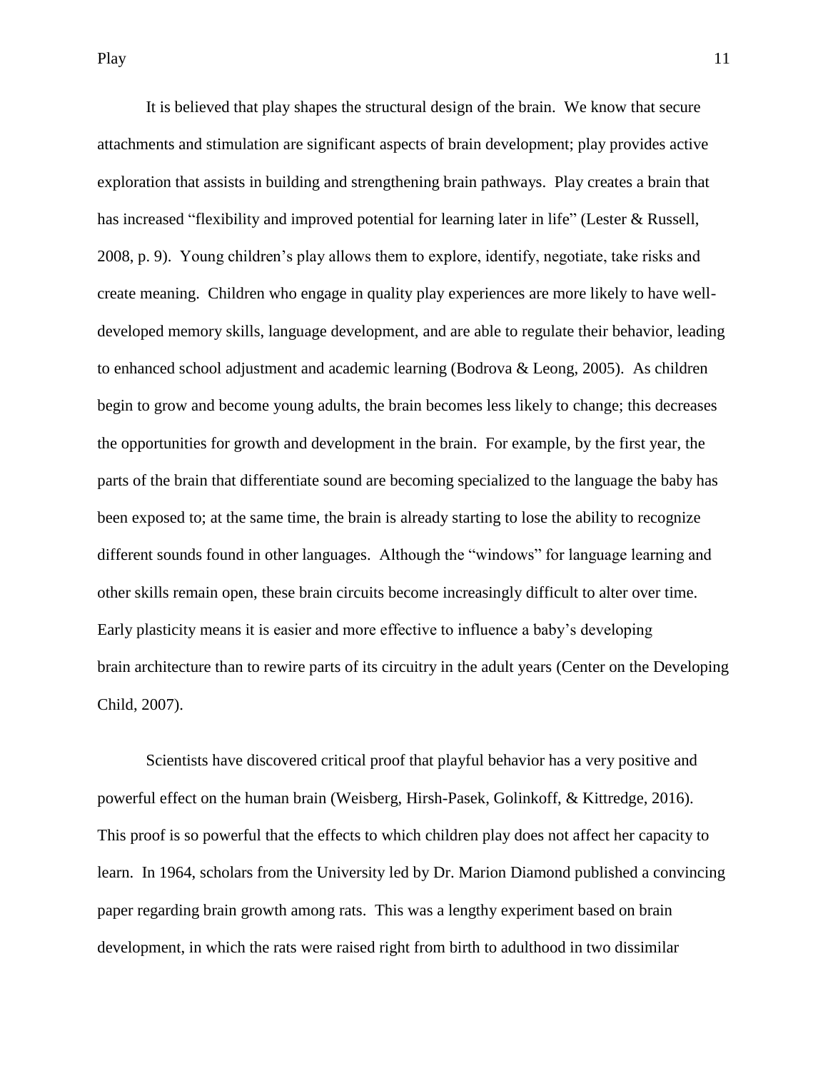It is believed that play shapes the structural design of the brain. We know that secure attachments and stimulation are significant aspects of brain development; play provides active exploration that assists in building and strengthening brain pathways. Play creates a brain that has increased "flexibility and improved potential for learning later in life" (Lester & Russell, 2008, p. 9). Young children's play allows them to explore, identify, negotiate, take risks and create meaning. Children who engage in quality play experiences are more likely to have well-developed memory skills, language development, and are able to regulate their behavior, leading to enhanced school adjustment and academic learning (Bodrova & Leong, 2005). As children begin to grow and become young adults, the brain becomes less likely to change; this decreases the opportunities for growth and development in the brain. For example, by the first year, the parts of the brain that differentiate sound are becoming specialized to the language the baby has been exposed to; at the same time, the brain is already starting to lose the ability to recognize different sounds found in other languages. Although the "windows" for language learning and other skills remain open, these brain circuits become increasingly difficult to alter over time. Early plasticity means it is easier and more effective to influence a baby's developing brain architecture than to rewire parts of its circuitry in the adult years (Center on the Developing Child, 2007).

Scientists have discovered critical proof that playful behavior has a very positive and powerful effect on the human brain (Weisberg, Hirsh-Pasek, Golinkoff, & Kittredge, 2016). This proof is so powerful that the effects to which children play does not affect her capacity to learn. In 1964, scholars from the University led by Dr. Marion Diamond published a convincing paper regarding brain growth among rats. This was a lengthy experiment based on brain development, in which the rats were raised right from birth to adulthood in two dissimilar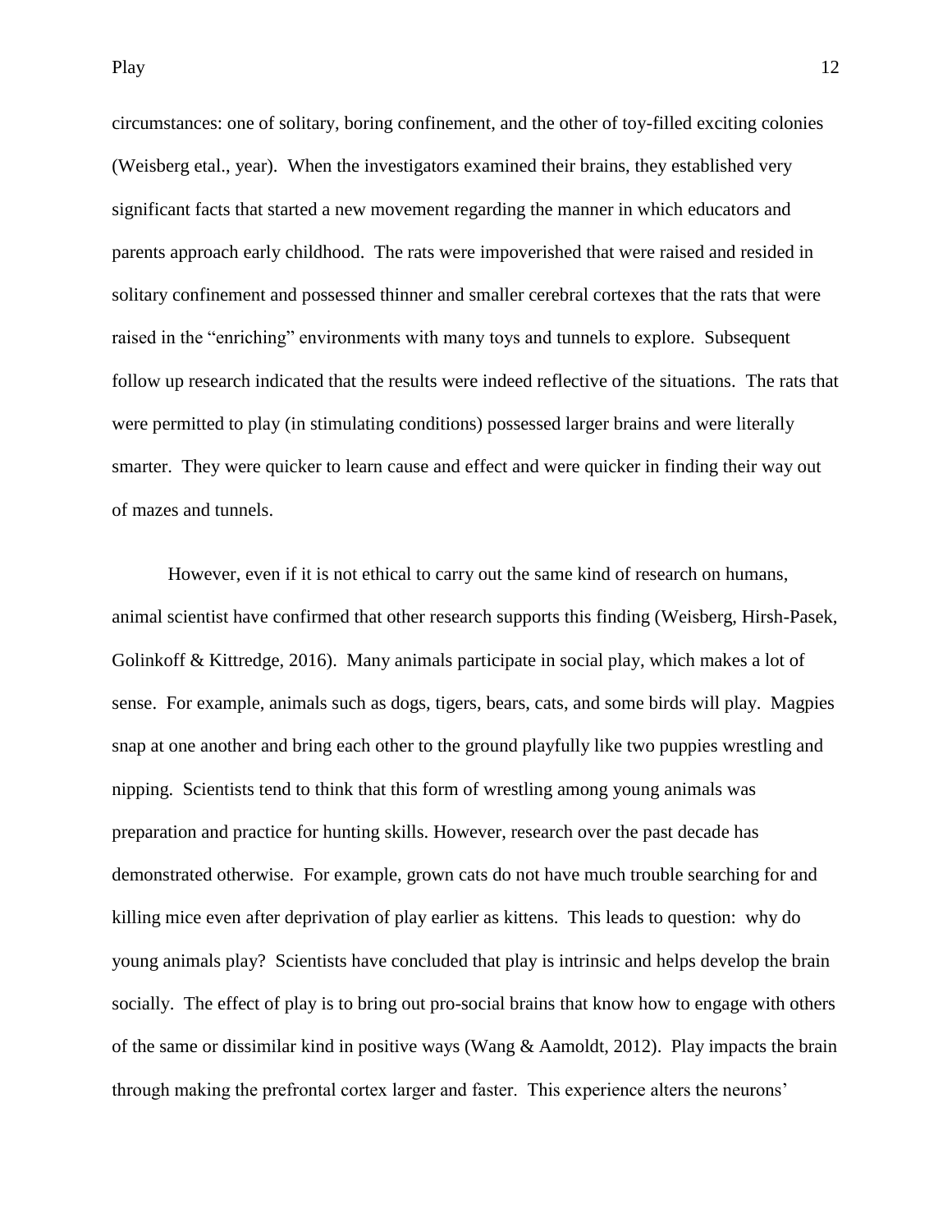circumstances: one of solitary, boring confinement, and the other of toy-filled exciting colonies (Weisberg etal., year). When the investigators examined their brains, they established very significant facts that started a new movement regarding the manner in which educators and parents approach early childhood. The rats were impoverished that were raised and resided in solitary confinement and possessed thinner and smaller cerebral cortexes that the rats that were raised in the "enriching" environments with many toys and tunnels to explore. Subsequent follow up research indicated that the results were indeed reflective of the situations. The rats that were permitted to play (in stimulating conditions) possessed larger brains and were literally smarter. They were quicker to learn cause and effect and were quicker in finding their way out of mazes and tunnels.

However, even if it is not ethical to carry out the same kind of research on humans, animal scientist have confirmed that other research supports this finding (Weisberg, Hirsh-Pasek, Golinkoff & Kittredge, 2016). Many animals participate in social play, which makes a lot of sense. For example, animals such as dogs, tigers, bears, cats, and some birds will play. Magpies snap at one another and bring each other to the ground playfully like two puppies wrestling and nipping. Scientists tend to think that this form of wrestling among young animals was preparation and practice for hunting skills. However, research over the past decade has demonstrated otherwise. For example, grown cats do not have much trouble searching for and killing mice even after deprivation of play earlier as kittens. This leads to question: why do young animals play? Scientists have concluded that play is intrinsic and helps develop the brain socially. The effect of play is to bring out pro-social brains that know how to engage with others of the same or dissimilar kind in positive ways (Wang & Aamoldt, 2012). Play impacts the brain through making the prefrontal cortex larger and faster. This experience alters the neurons'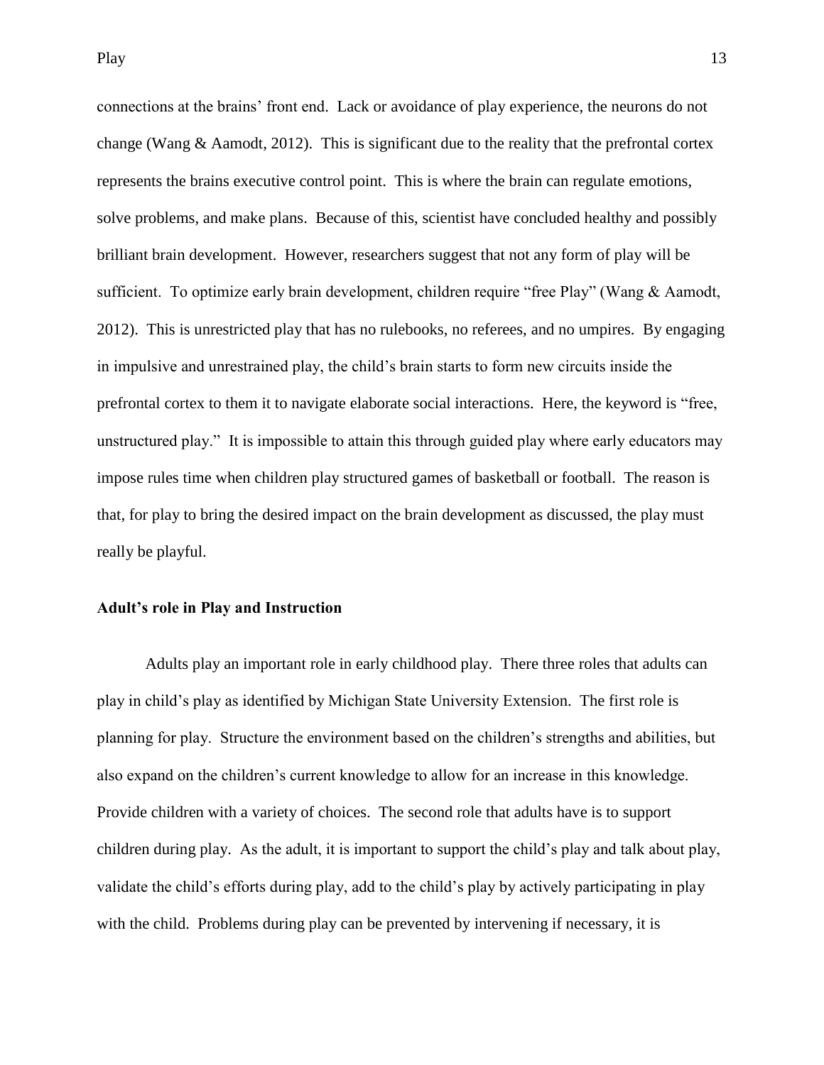connections at the brains' front end. Lack or avoidance of play experience, the neurons do not change (Wang & Aamodt, 2012). This is significant due to the reality that the prefrontal cortex represents the brains executive control point. This is where the brain can regulate emotions, solve problems, and make plans. Because of this, scientist have concluded healthy and possibly brilliant brain development. However, researchers suggest that not any form of play will be sufficient. To optimize early brain development, children require "free Play" (Wang & Aamodt, 2012). This is unrestricted play that has no rulebooks, no referees, and no umpires. By engaging in impulsive and unrestrained play, the child's brain starts to form new circuits inside the prefrontal cortex to them it to navigate elaborate social interactions. Here, the keyword is "free, unstructured play." It is impossible to attain this through guided play where early educators may impose rules time when children play structured games of basketball or football. The reason is that, for play to bring the desired impact on the brain development as discussed, the play must really be playful.

**Adult's role in Play and Instruction**

Adults play an important role in early childhood play. There three roles that adults can play in child's play as identified by Michigan State University Extension. The first role is planning for play. Structure the environment based on the children's strengths and abilities, but also expand on the children's current knowledge to allow for an increase in this knowledge. Provide children with a variety of choices. The second role that adults have is to support children during play. As the adult, it is important to support the child's play and talk about play, validate the child's efforts during play, add to the child's play by actively participating in play with the child. Problems during play can be prevented by intervening if necessary, it is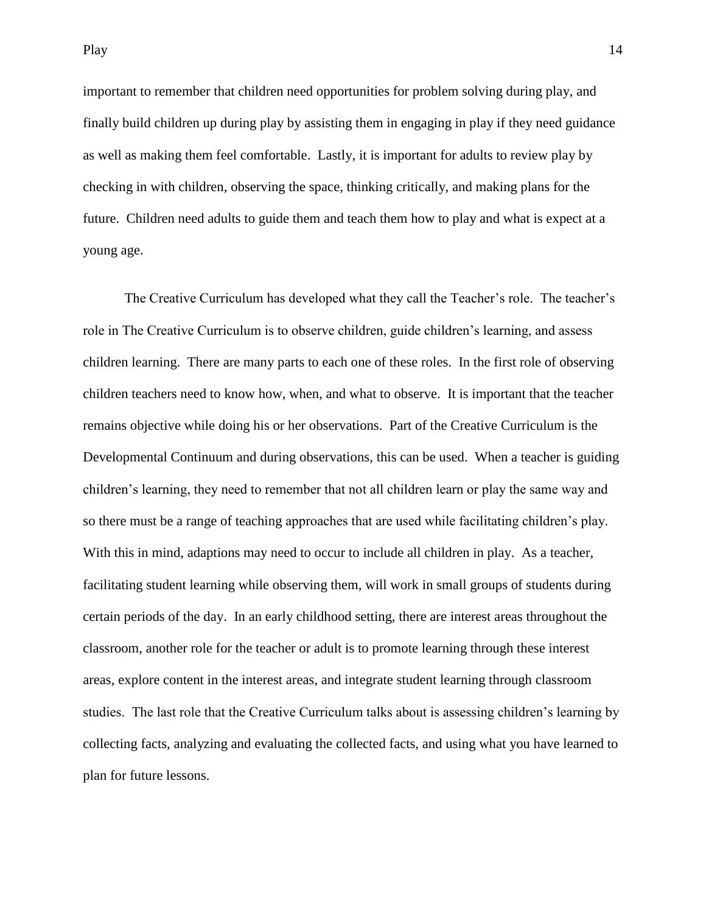important to remember that children need opportunities for problem solving during play, and finally build children up during play by assisting them in engaging in play if they need guidance as well as making them feel comfortable. Lastly, it is important for adults to review play by checking in with children, observing the space, thinking critically, and making plans for the future. Children need adults to guide them and teach them how to play and what is expect at a young age.

The Creative Curriculum has developed what they call the Teacher's role. The teacher's role in The Creative Curriculum is to observe children, guide children's learning, and assess children learning. There are many parts to each one of these roles. In the first role of observing children teachers need to know how, when, and what to observe. It is important that the teacher remains objective while doing his or her observations. Part of the Creative Curriculum is the Developmental Continuum and during observations, this can be used. When a teacher is guiding children's learning, they need to remember that not all children learn or play the same way and so there must be a range of teaching approaches that are used while facilitating children's play. With this in mind, adaptions may need to occur to include all children in play. As a teacher, facilitating student learning while observing them, will work in small groups of students during certain periods of the day. In an early childhood setting, there are interest areas throughout the classroom, another role for the teacher or adult is to promote learning through these interest areas, explore content in the interest areas, and integrate student learning through classroom studies. The last role that the Creative Curriculum talks about is assessing children's learning by collecting facts, analyzing and evaluating the collected facts, and using what you have learned to plan for future lessons.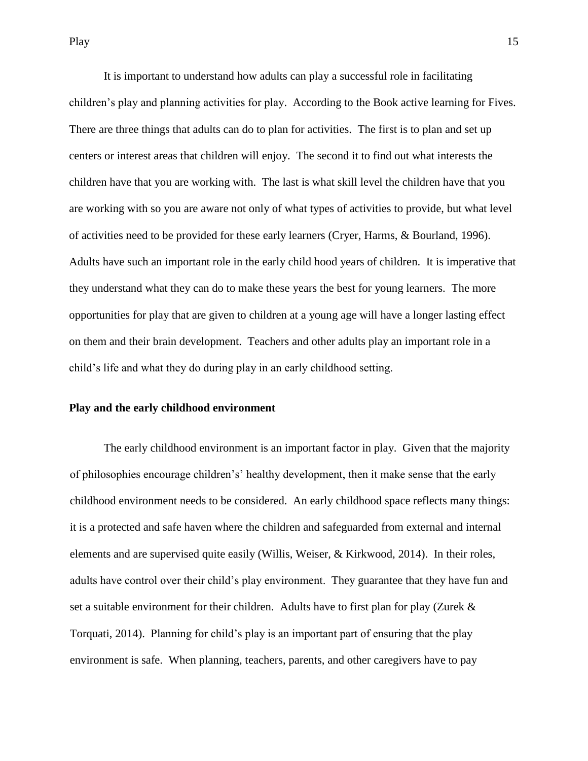It is important to understand how adults can play a successful role in facilitating children's play and planning activities for play. According to the Book active learning for Fives. There are three things that adults can do to plan for activities. The first is to plan and set up centers or interest areas that children will enjoy. The second it to find out what interests the children have that you are working with. The last is what skill level the children have that you are working with so you are aware not only of what types of activities to provide, but what level of activities need to be provided for these early learners (Cryer, Harms, & Bourland, 1996). Adults have such an important role in the early child hood years of children. It is imperative that they understand what they can do to make these years the best for young learners. The more opportunities for play that are given to children at a young age will have a longer lasting effect on them and their brain development. Teachers and other adults play an important role in a child's life and what they do during play in an early childhood setting.

**Play and the early childhood environment**

The early childhood environment is an important factor in play. Given that the majority of philosophies encourage children's' healthy development, then it make sense that the early childhood environment needs to be considered. An early childhood space reflects many things: it is a protected and safe haven where the children and safeguarded from external and internal elements and are supervised quite easily (Willis, Weiser, & Kirkwood, 2014). In their roles, adults have control over their child's play environment. They guarantee that they have fun and set a suitable environment for their children. Adults have to first plan for play (Zurek & Torquati, 2014). Planning for child's play is an important part of ensuring that the play environment is safe. When planning, teachers, parents, and other caregivers have to pay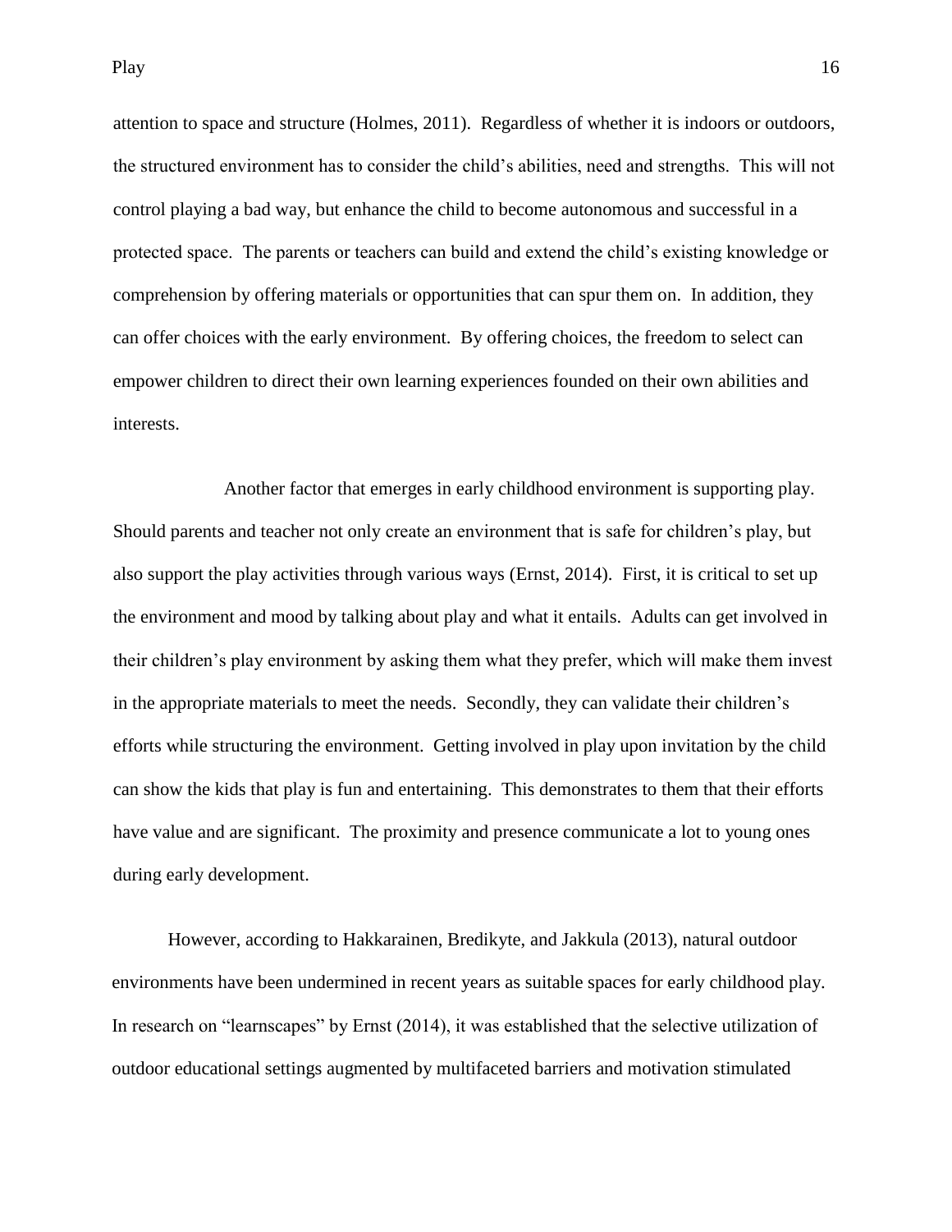attention to space and structure (Holmes, 2011). Regardless of whether it is indoors or outdoors, the structured environment has to consider the child's abilities, need and strengths. This will not control playing a bad way, but enhance the child to become autonomous and successful in a protected space. The parents or teachers can build and extend the child's existing knowledge or comprehension by offering materials or opportunities that can spur them on. In addition, they can offer choices with the early environment. By offering choices, the freedom to select can empower children to direct their own learning experiences founded on their own abilities and interests.

Another factor that emerges in early childhood environment is supporting play. Should parents and teacher not only create an environment that is safe for children's play, but also support the play activities through various ways (Ernst, 2014). First, it is critical to set up the environment and mood by talking about play and what it entails. Adults can get involved in their children's play environment by asking them what they prefer, which will make them invest in the appropriate materials to meet the needs. Secondly, they can validate their children's efforts while structuring the environment. Getting involved in play upon invitation by the child can show the kids that play is fun and entertaining. This demonstrates to them that their efforts have value and are significant. The proximity and presence communicate a lot to young ones during early development.

However, according to Hakkarainen, Bredikyte, and Jakkula (2013), natural outdoor environments have been undermined in recent years as suitable spaces for early childhood play. In research on "learnscapes" by Ernst (2014), it was established that the selective utilization of outdoor educational settings augmented by multifaceted barriers and motivation stimulated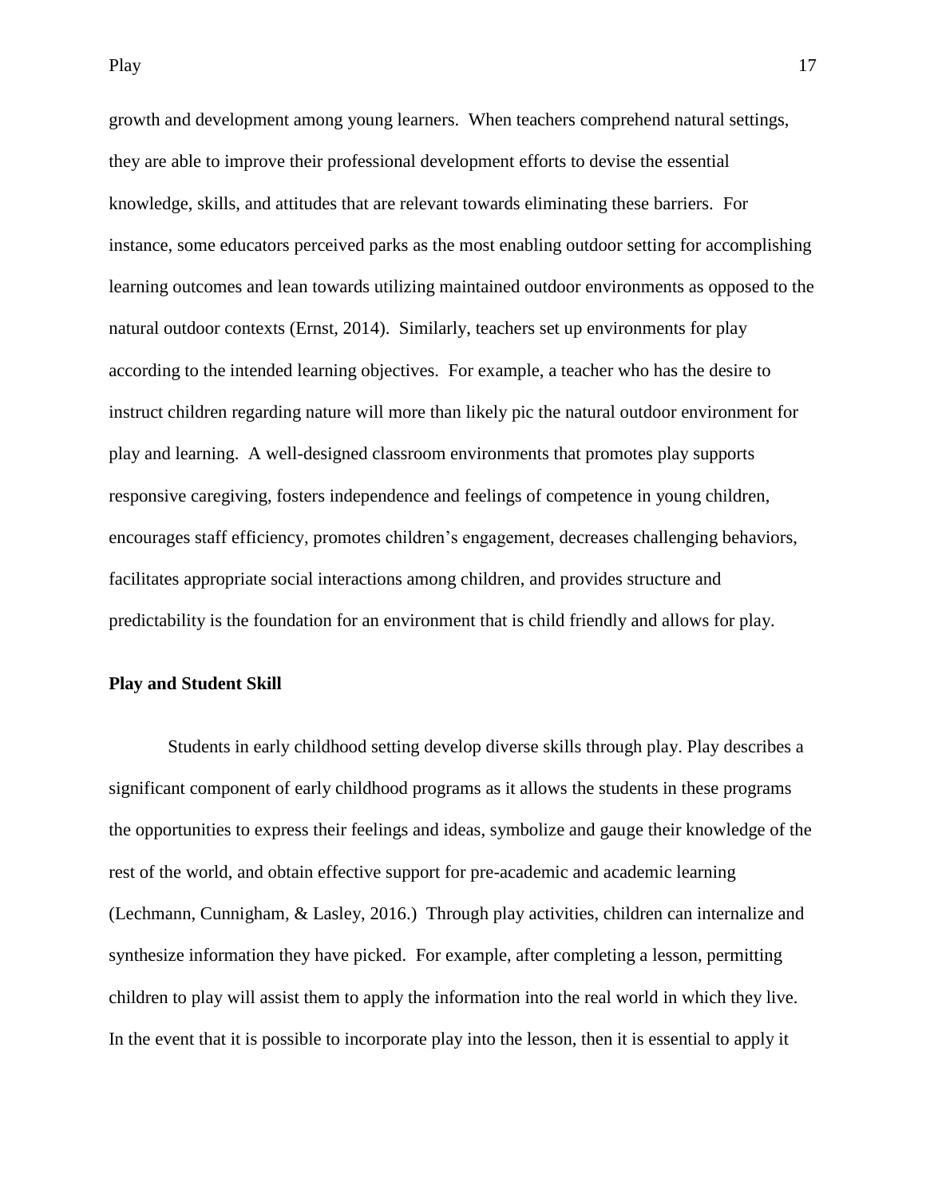growth and development among young learners. When teachers comprehend natural settings, they are able to improve their professional development efforts to devise the essential knowledge, skills, and attitudes that are relevant towards eliminating these barriers. For instance, some educators perceived parks as the most enabling outdoor setting for accomplishing learning outcomes and lean towards utilizing maintained outdoor environments as opposed to the natural outdoor contexts (Ernst, 2014). Similarly, teachers set up environments for play according to the intended learning objectives. For example, a teacher who has the desire to instruct children regarding nature will more than likely pic the natural outdoor environment for play and learning. A well-designed classroom environments that promotes play supports responsive caregiving, fosters independence and feelings of competence in young children, encourages staff efficiency, promotes children's engagement, decreases challenging behaviors, facilitates appropriate social interactions among children, and provides structure and predictability is the foundation for an environment that is child friendly and allows for play.

**Play and Student Skill**

Students in early childhood setting develop diverse skills through play. Play describes a significant component of early childhood programs as it allows the students in these programs the opportunities to express their feelings and ideas, symbolize and gauge their knowledge of the rest of the world, and obtain effective support for pre-academic and academic learning (Lechmann, Cunnigham, & Lasley, 2016.) Through play activities, children can internalize and synthesize information they have picked. For example, after completing a lesson, permitting children to play will assist them to apply the information into the real world in which they live. In the event that it is possible to incorporate play into the lesson, then it is essential to apply it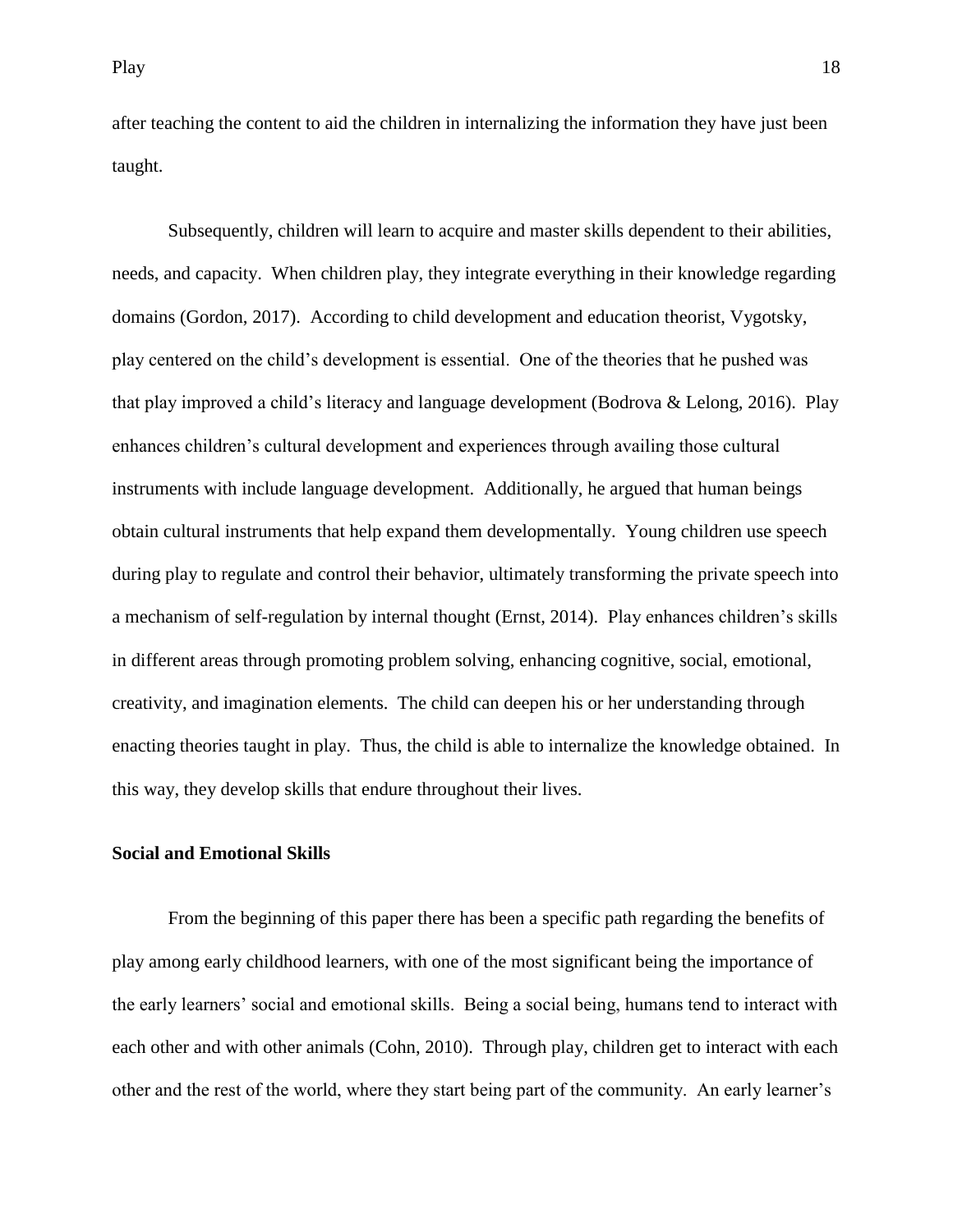after teaching the content to aid the children in internalizing the information they have just been taught.

Subsequently, children will learn to acquire and master skills dependent to their abilities, needs, and capacity. When children play, they integrate everything in their knowledge regarding domains (Gordon, 2017). According to child development and education theorist, Vygotsky, play centered on the child's development is essential. One of the theories that he pushed was that play improved a child's literacy and language development (Bodrova & Lelong, 2016). Play enhances children's cultural development and experiences through availing those cultural instruments with include language development. Additionally, he argued that human beings obtain cultural instruments that help expand them developmentally. Young children use speech during play to regulate and control their behavior, ultimately transforming the private speech into a mechanism of self-regulation by internal thought (Ernst, 2014). Play enhances children's skills in different areas through promoting problem solving, enhancing cognitive, social, emotional, creativity, and imagination elements. The child can deepen his or her understanding through enacting theories taught in play. Thus, the child is able to internalize the knowledge obtained. In this way, they develop skills that endure throughout their lives.

## Social and Emotional Skills

From the beginning of this paper there has been a specific path regarding the benefits of play among early childhood learners, with one of the most significant being the importance of the early learners' social and emotional skills. Being a social being, humans tend to interact with each other and with other animals (Cohn, 2010). Through play, children get to interact with each other and the rest of the world, where they start being part of the community. An early learner's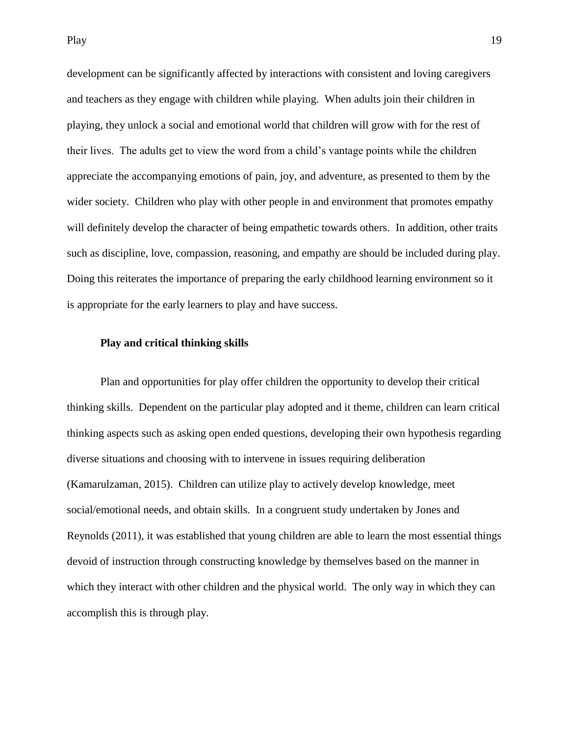development can be significantly affected by interactions with consistent and loving caregivers and teachers as they engage with children while playing. When adults join their children in playing, they unlock a social and emotional world that children will grow with for the rest of their lives. The adults get to view the word from a child's vantage points while the children appreciate the accompanying emotions of pain, joy, and adventure, as presented to them by the wider society. Children who play with other people in and environment that promotes empathy will definitely develop the character of being empathetic towards others. In addition, other traits such as discipline, love, compassion, reasoning, and empathy are should be included during play. Doing this reiterates the importance of preparing the early childhood learning environment so it is appropriate for the early learners to play and have success.

**Play and critical thinking skills**

Plan and opportunities for play offer children the opportunity to develop their critical thinking skills. Dependent on the particular play adopted and it theme, children can learn critical thinking aspects such as asking open ended questions, developing their own hypothesis regarding diverse situations and choosing with to intervene in issues requiring deliberation (Kamarulzaman, 2015). Children can utilize play to actively develop knowledge, meet social/emotional needs, and obtain skills. In a congruent study undertaken by Jones and Reynolds (2011), it was established that young children are able to learn the most essential things devoid of instruction through constructing knowledge by themselves based on the manner in which they interact with other children and the physical world. The only way in which they can accomplish this is through play.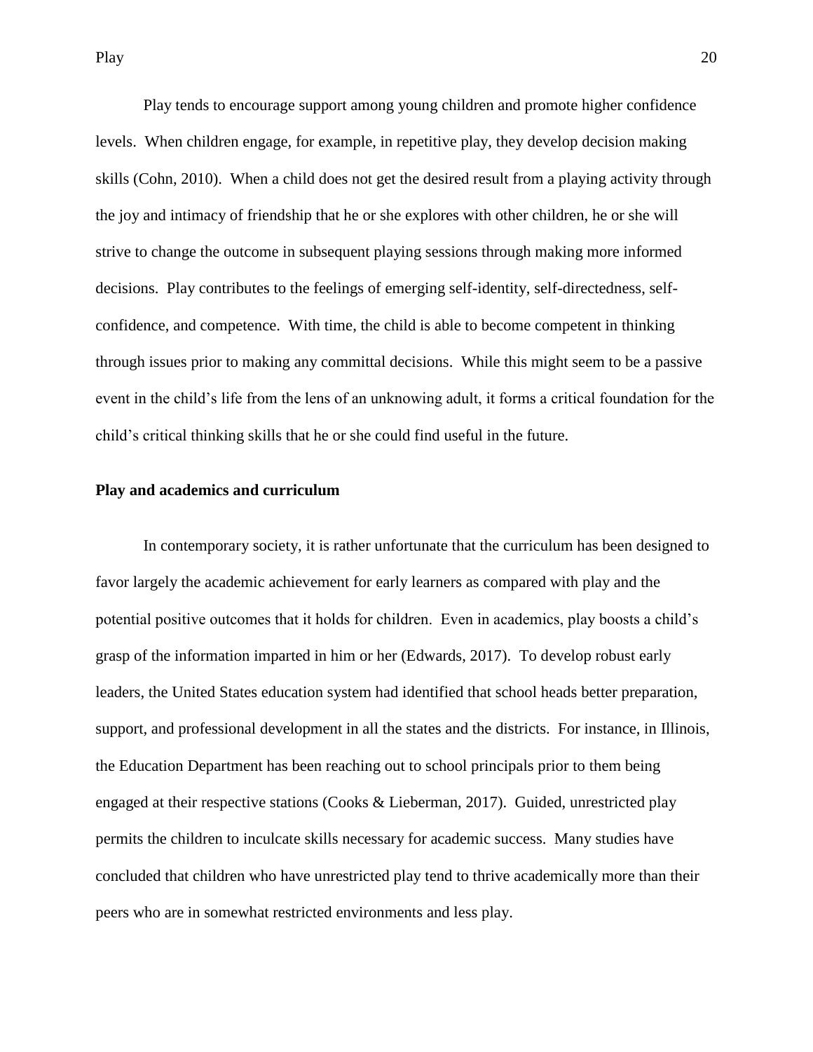Play tends to encourage support among young children and promote higher confidence levels. When children engage, for example, in repetitive play, they develop decision making skills (Cohn, 2010). When a child does not get the desired result from a playing activity through the joy and intimacy of friendship that he or she explores with other children, he or she will strive to change the outcome in subsequent playing sessions through making more informed decisions. Play contributes to the feelings of emerging self-identity, self-directedness, self-confidence, and competence. With time, the child is able to become competent in thinking through issues prior to making any committal decisions. While this might seem to be a passive event in the child's life from the lens of an unknowing adult, it forms a critical foundation for the child's critical thinking skills that he or she could find useful in the future.

**Play and academics and curriculum**

In contemporary society, it is rather unfortunate that the curriculum has been designed to favor largely the academic achievement for early learners as compared with play and the potential positive outcomes that it holds for children. Even in academics, play boosts a child's grasp of the information imparted in him or her (Edwards, 2017). To develop robust early leaders, the United States education system had identified that school heads better preparation, support, and professional development in all the states and the districts. For instance, in Illinois, the Education Department has been reaching out to school principals prior to them being engaged at their respective stations (Cooks & Lieberman, 2017). Guided, unrestricted play permits the children to inculcate skills necessary for academic success. Many studies have concluded that children who have unrestricted play tend to thrive academically more than their peers who are in somewhat restricted environments and less play.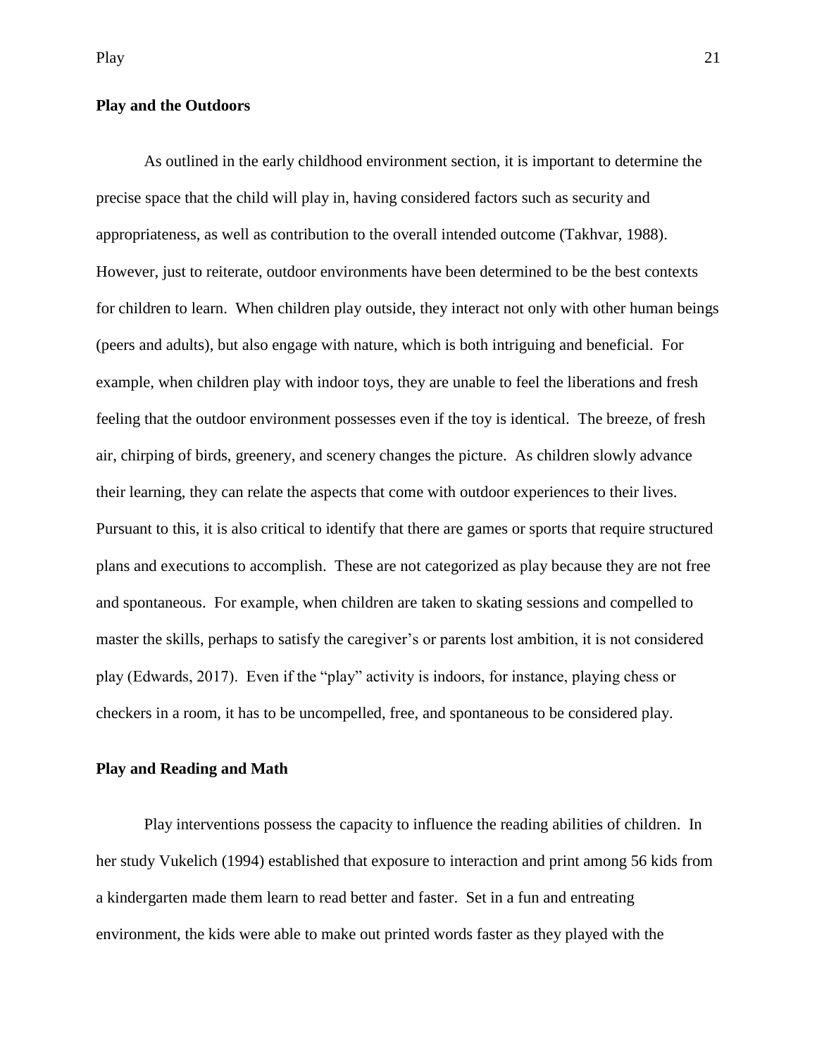## Play and the Outdoors

As outlined in the early childhood environment section, it is important to determine the precise space that the child will play in, having considered factors such as security and appropriateness, as well as contribution to the overall intended outcome (Takhvar, 1988). However, just to reiterate, outdoor environments have been determined to be the best contexts for children to learn. When children play outside, they interact not only with other human beings (peers and adults), but also engage with nature, which is both intriguing and beneficial. For example, when children play with indoor toys, they are unable to feel the liberations and fresh feeling that the outdoor environment possesses even if the toy is identical. The breeze, of fresh air, chirping of birds, greenery, and scenery changes the picture. As children slowly advance their learning, they can relate the aspects that come with outdoor experiences to their lives. Pursuant to this, it is also critical to identify that there are games or sports that require structured plans and executions to accomplish. These are not categorized as play because they are not free and spontaneous. For example, when children are taken to skating sessions and compelled to master the skills, perhaps to satisfy the caregiver's or parents lost ambition, it is not considered play (Edwards, 2017). Even if the "play" activity is indoors, for instance, playing chess or checkers in a room, it has to be uncompelled, free, and spontaneous to be considered play.

## Play and Reading and Math

Play interventions possess the capacity to influence the reading abilities of children. In her study Vukelich (1994) established that exposure to interaction and print among 56 kids from a kindergarten made them learn to read better and faster. Set in a fun and entreating environment, the kids were able to make out printed words faster as they played with the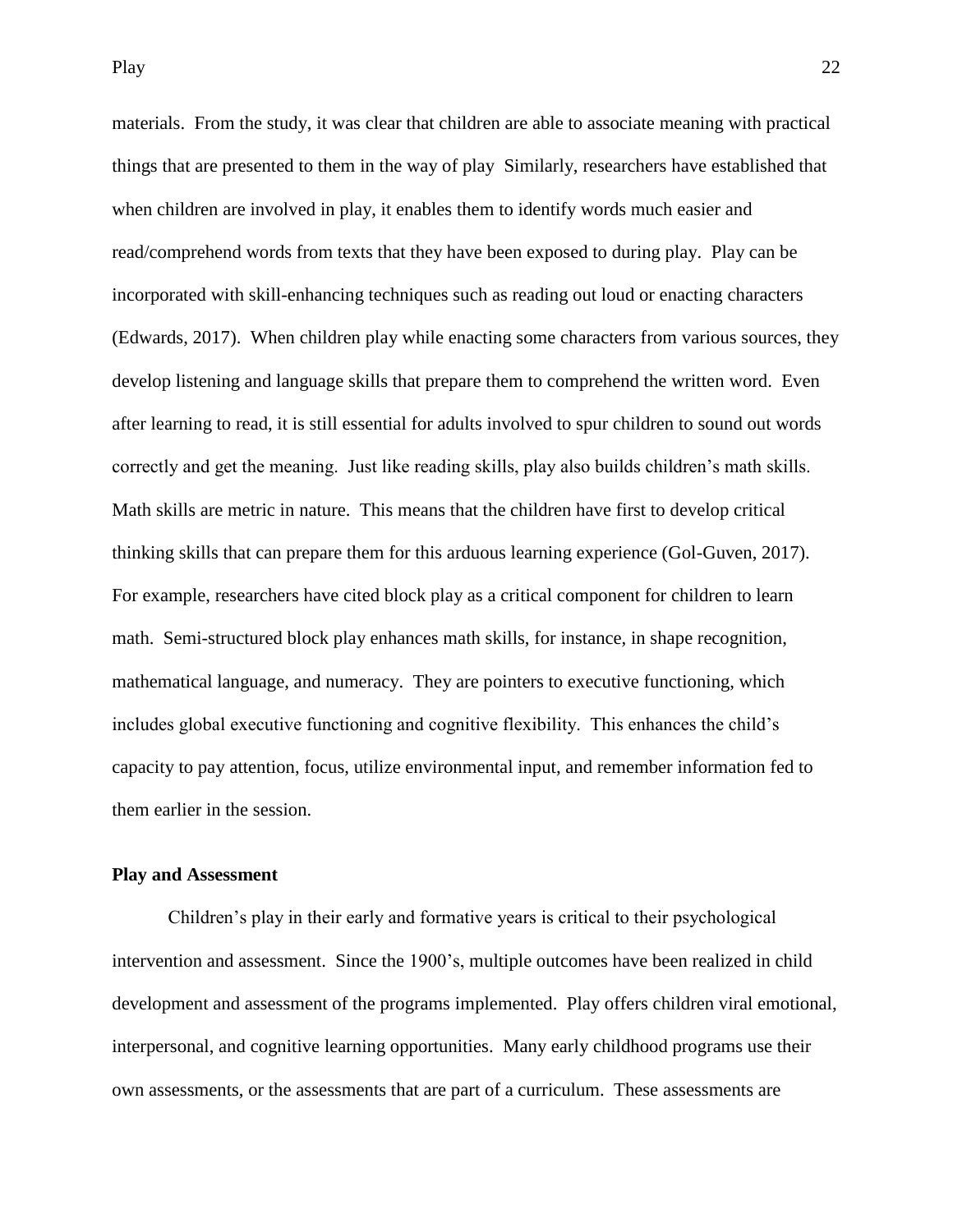materials. From the study, it was clear that children are able to associate meaning with practical things that are presented to them in the way of play Similarly, researchers have established that when children are involved in play, it enables them to identify words much easier and read/comprehend words from texts that they have been exposed to during play. Play can be incorporated with skill-enhancing techniques such as reading out loud or enacting characters (Edwards, 2017). When children play while enacting some characters from various sources, they develop listening and language skills that prepare them to comprehend the written word. Even after learning to read, it is still essential for adults involved to spur children to sound out words correctly and get the meaning. Just like reading skills, play also builds children's math skills. Math skills are metric in nature. This means that the children have first to develop critical thinking skills that can prepare them for this arduous learning experience (Gol-Guven, 2017). For example, researchers have cited block play as a critical component for children to learn math. Semi-structured block play enhances math skills, for instance, in shape recognition, mathematical language, and numeracy. They are pointers to executive functioning, which includes global executive functioning and cognitive flexibility. This enhances the child's capacity to pay attention, focus, utilize environmental input, and remember information fed to them earlier in the session.

## Play and Assessment

Children's play in their early and formative years is critical to their psychological intervention and assessment. Since the 1900's, multiple outcomes have been realized in child development and assessment of the programs implemented. Play offers children viral emotional, interpersonal, and cognitive learning opportunities. Many early childhood programs use their own assessments, or the assessments that are part of a curriculum. These assessments are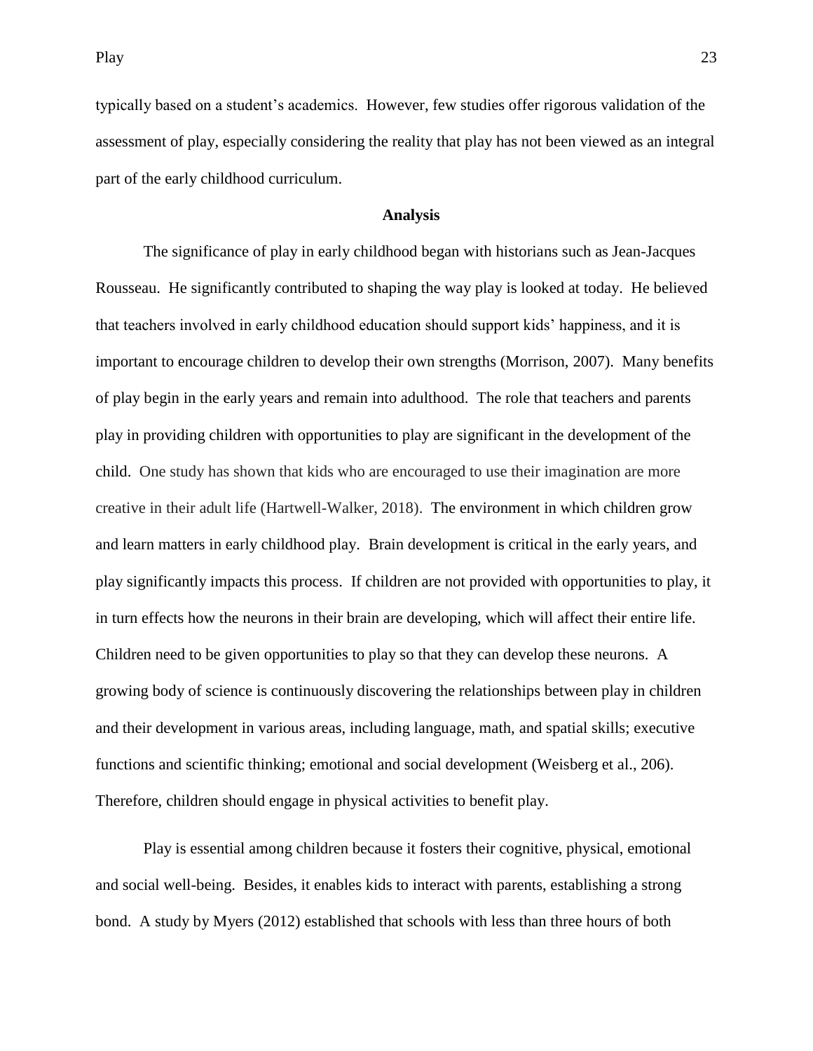typically based on a student's academics. However, few studies offer rigorous validation of the assessment of play, especially considering the reality that play has not been viewed as an integral part of the early childhood curriculum.

## Analysis

The significance of play in early childhood began with historians such as Jean-Jacques Rousseau. He significantly contributed to shaping the way play is looked at today. He believed that teachers involved in early childhood education should support kids' happiness, and it is important to encourage children to develop their own strengths (Morrison, 2007). Many benefits of play begin in the early years and remain into adulthood. The role that teachers and parents play in providing children with opportunities to play are significant in the development of the child. One study has shown that kids who are encouraged to use their imagination are more creative in their adult life (Hartwell-Walker, 2018). The environment in which children grow and learn matters in early childhood play. Brain development is critical in the early years, and play significantly impacts this process. If children are not provided with opportunities to play, it in turn effects how the neurons in their brain are developing, which will affect their entire life. Children need to be given opportunities to play so that they can develop these neurons. A growing body of science is continuously discovering the relationships between play in children and their development in various areas, including language, math, and spatial skills; executive functions and scientific thinking; emotional and social development (Weisberg et al., 206). Therefore, children should engage in physical activities to benefit play.

Play is essential among children because it fosters their cognitive, physical, emotional and social well-being. Besides, it enables kids to interact with parents, establishing a strong bond. A study by Myers (2012) established that schools with less than three hours of both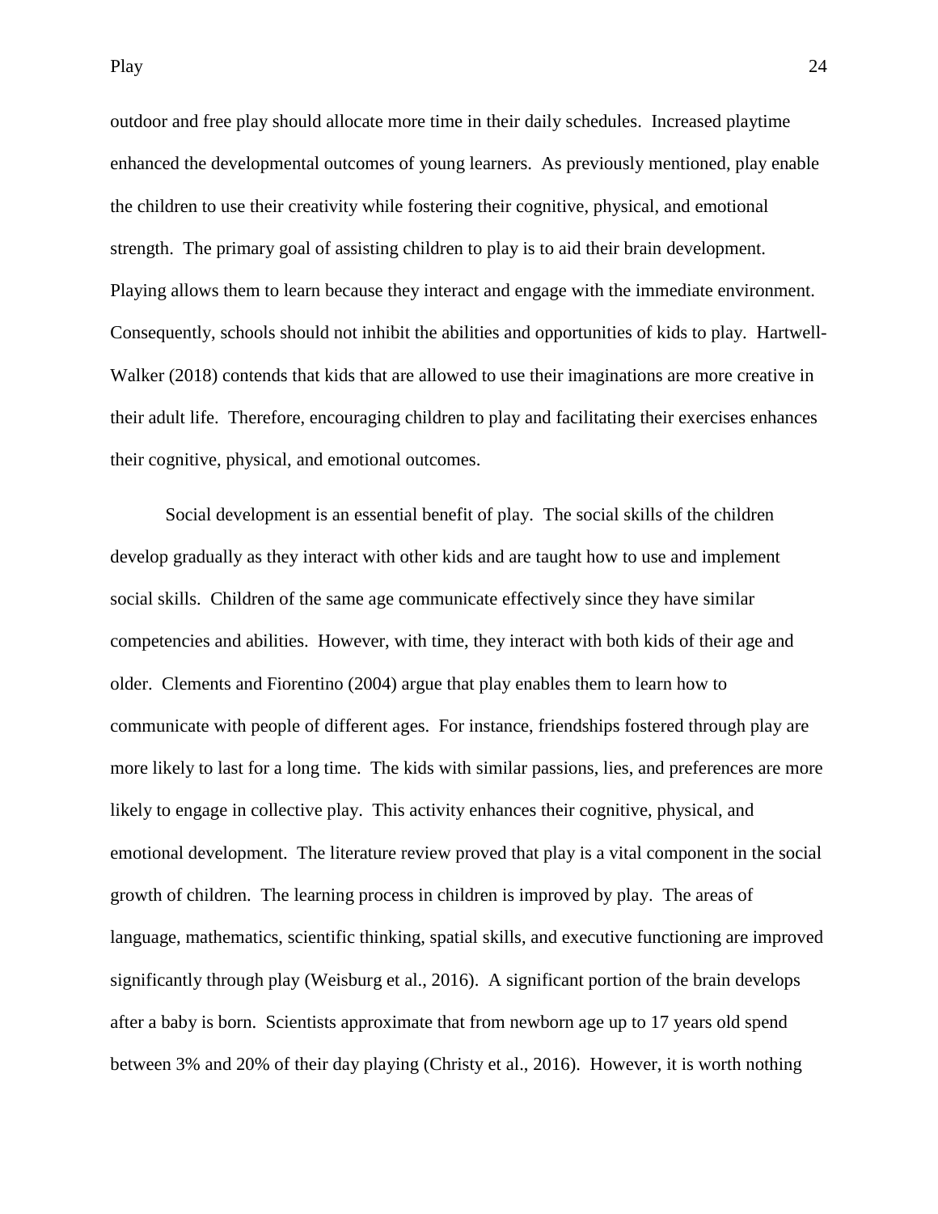outdoor and free play should allocate more time in their daily schedules. Increased playtime enhanced the developmental outcomes of young learners. As previously mentioned, play enable the children to use their creativity while fostering their cognitive, physical, and emotional strength. The primary goal of assisting children to play is to aid their brain development. Playing allows them to learn because they interact and engage with the immediate environment. Consequently, schools should not inhibit the abilities and opportunities of kids to play. Hartwell-Walker (2018) contends that kids that are allowed to use their imaginations are more creative in their adult life. Therefore, encouraging children to play and facilitating their exercises enhances their cognitive, physical, and emotional outcomes.

Social development is an essential benefit of play. The social skills of the children develop gradually as they interact with other kids and are taught how to use and implement social skills. Children of the same age communicate effectively since they have similar competencies and abilities. However, with time, they interact with both kids of their age and older. Clements and Fiorentino (2004) argue that play enables them to learn how to communicate with people of different ages. For instance, friendships fostered through play are more likely to last for a long time. The kids with similar passions, lies, and preferences are more likely to engage in collective play. This activity enhances their cognitive, physical, and emotional development. The literature review proved that play is a vital component in the social growth of children. The learning process in children is improved by play. The areas of language, mathematics, scientific thinking, spatial skills, and executive functioning are improved significantly through play (Weisburg et al., 2016). A significant portion of the brain develops after a baby is born. Scientists approximate that from newborn age up to 17 years old spend between 3% and 20% of their day playing (Christy et al., 2016). However, it is worth nothing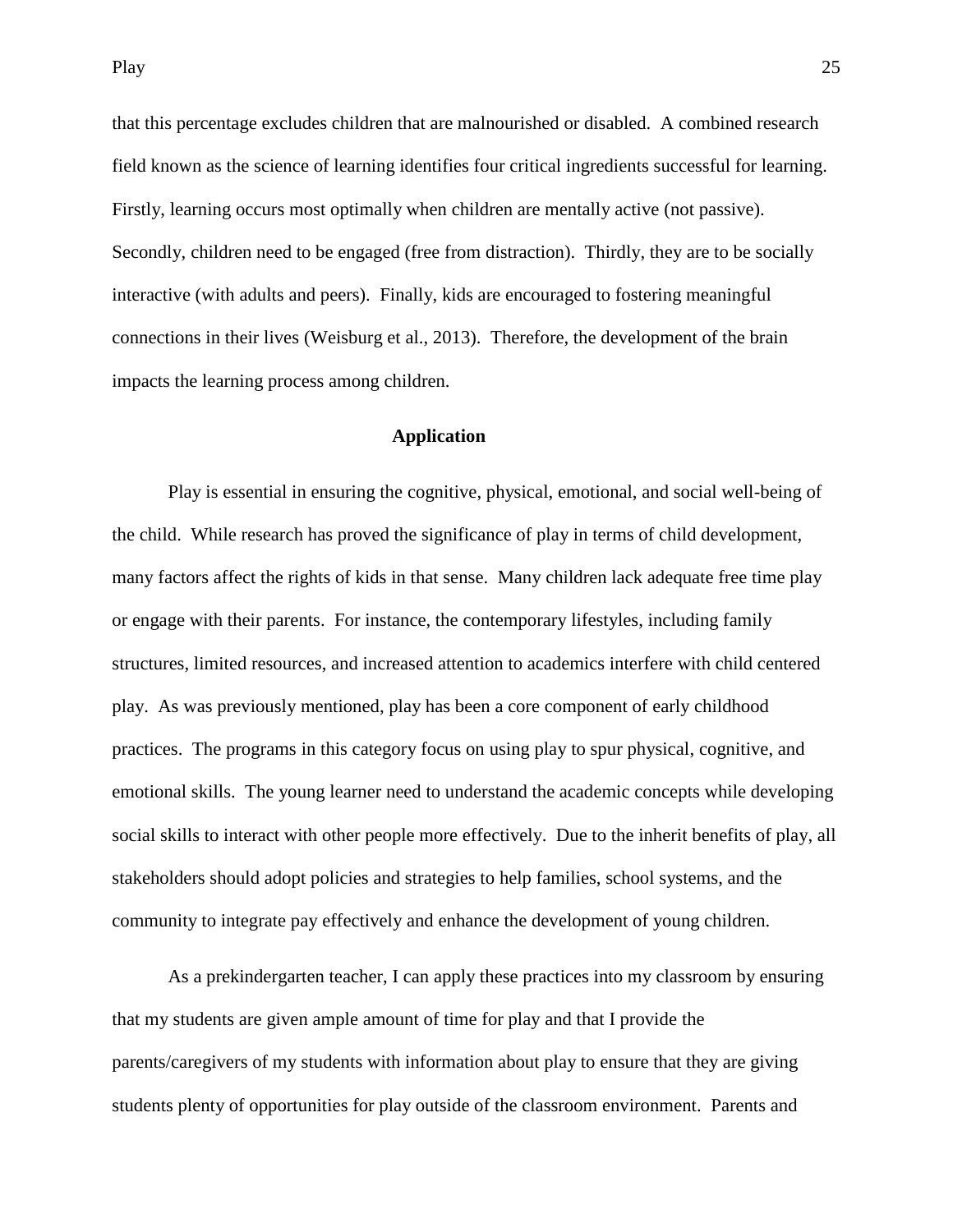that this percentage excludes children that are malnourished or disabled.  A combined research field known as the science of learning identifies four critical ingredients successful for learning. Firstly, learning occurs most optimally when children are mentally active (not passive). Secondly, children need to be engaged (free from distraction).  Thirdly, they are to be socially interactive (with adults and peers).  Finally, kids are encouraged to fostering meaningful connections in their lives (Weisburg et al., 2013).  Therefore, the development of the brain impacts the learning process among children.

## Application

Play is essential in ensuring the cognitive, physical, emotional, and social well-being of the child.  While research has proved the significance of play in terms of child development, many factors affect the rights of kids in that sense.  Many children lack adequate free time play or engage with their parents.  For instance, the contemporary lifestyles, including family structures, limited resources, and increased attention to academics interfere with child centered play.  As was previously mentioned, play has been a core component of early childhood practices.  The programs in this category focus on using play to spur physical, cognitive, and emotional skills.  The young learner need to understand the academic concepts while developing social skills to interact with other people more effectively.  Due to the inherit benefits of play, all stakeholders should adopt policies and strategies to help families, school systems, and the community to integrate pay effectively and enhance the development of young children.

As a prekindergarten teacher, I can apply these practices into my classroom by ensuring that my students are given ample amount of time for play and that I provide the parents/caregivers of my students with information about play to ensure that they are giving students plenty of opportunities for play outside of the classroom environment.  Parents and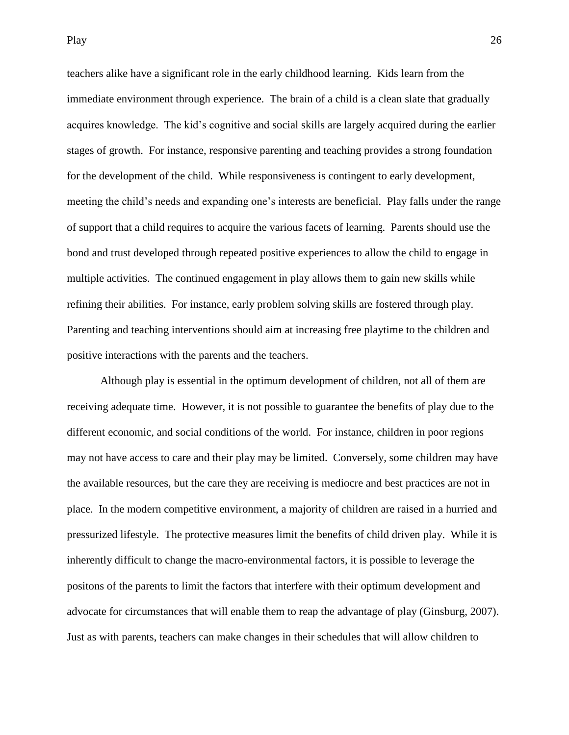teachers alike have a significant role in the early childhood learning. Kids learn from the immediate environment through experience. The brain of a child is a clean slate that gradually acquires knowledge. The kid's cognitive and social skills are largely acquired during the earlier stages of growth. For instance, responsive parenting and teaching provides a strong foundation for the development of the child. While responsiveness is contingent to early development, meeting the child's needs and expanding one's interests are beneficial. Play falls under the range of support that a child requires to acquire the various facets of learning. Parents should use the bond and trust developed through repeated positive experiences to allow the child to engage in multiple activities. The continued engagement in play allows them to gain new skills while refining their abilities. For instance, early problem solving skills are fostered through play. Parenting and teaching interventions should aim at increasing free playtime to the children and positive interactions with the parents and the teachers.

Although play is essential in the optimum development of children, not all of them are receiving adequate time. However, it is not possible to guarantee the benefits of play due to the different economic, and social conditions of the world. For instance, children in poor regions may not have access to care and their play may be limited. Conversely, some children may have the available resources, but the care they are receiving is mediocre and best practices are not in place. In the modern competitive environment, a majority of children are raised in a hurried and pressurized lifestyle. The protective measures limit the benefits of child driven play. While it is inherently difficult to change the macro-environmental factors, it is possible to leverage the positons of the parents to limit the factors that interfere with their optimum development and advocate for circumstances that will enable them to reap the advantage of play (Ginsburg, 2007). Just as with parents, teachers can make changes in their schedules that will allow children to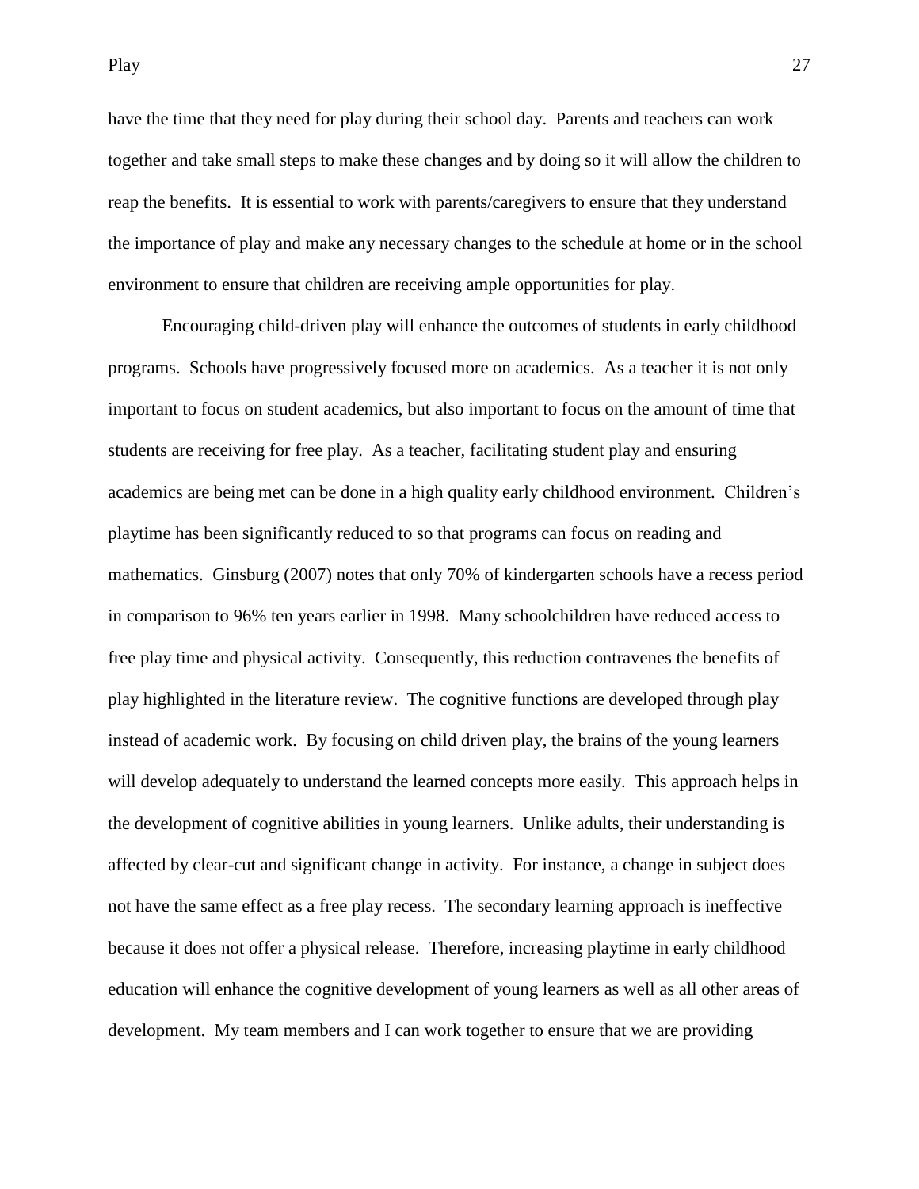have the time that they need for play during their school day. Parents and teachers can work together and take small steps to make these changes and by doing so it will allow the children to reap the benefits. It is essential to work with parents/caregivers to ensure that they understand the importance of play and make any necessary changes to the schedule at home or in the school environment to ensure that children are receiving ample opportunities for play.

Encouraging child-driven play will enhance the outcomes of students in early childhood programs. Schools have progressively focused more on academics. As a teacher it is not only important to focus on student academics, but also important to focus on the amount of time that students are receiving for free play. As a teacher, facilitating student play and ensuring academics are being met can be done in a high quality early childhood environment. Children's playtime has been significantly reduced to so that programs can focus on reading and mathematics. Ginsburg (2007) notes that only 70% of kindergarten schools have a recess period in comparison to 96% ten years earlier in 1998. Many schoolchildren have reduced access to free play time and physical activity. Consequently, this reduction contravenes the benefits of play highlighted in the literature review. The cognitive functions are developed through play instead of academic work. By focusing on child driven play, the brains of the young learners will develop adequately to understand the learned concepts more easily. This approach helps in the development of cognitive abilities in young learners. Unlike adults, their understanding is affected by clear-cut and significant change in activity. For instance, a change in subject does not have the same effect as a free play recess. The secondary learning approach is ineffective because it does not offer a physical release. Therefore, increasing playtime in early childhood education will enhance the cognitive development of young learners as well as all other areas of development. My team members and I can work together to ensure that we are providing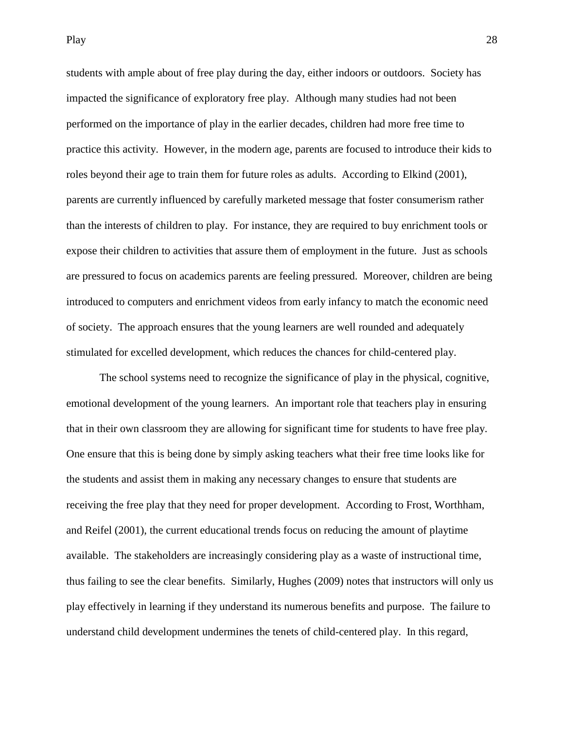students with ample about of free play during the day, either indoors or outdoors. Society has impacted the significance of exploratory free play. Although many studies had not been performed on the importance of play in the earlier decades, children had more free time to practice this activity. However, in the modern age, parents are focused to introduce their kids to roles beyond their age to train them for future roles as adults. According to Elkind (2001), parents are currently influenced by carefully marketed message that foster consumerism rather than the interests of children to play. For instance, they are required to buy enrichment tools or expose their children to activities that assure them of employment in the future. Just as schools are pressured to focus on academics parents are feeling pressured. Moreover, children are being introduced to computers and enrichment videos from early infancy to match the economic need of society. The approach ensures that the young learners are well rounded and adequately stimulated for excelled development, which reduces the chances for child-centered play.

The school systems need to recognize the significance of play in the physical, cognitive, emotional development of the young learners. An important role that teachers play in ensuring that in their own classroom they are allowing for significant time for students to have free play. One ensure that this is being done by simply asking teachers what their free time looks like for the students and assist them in making any necessary changes to ensure that students are receiving the free play that they need for proper development. According to Frost, Worthham, and Reifel (2001), the current educational trends focus on reducing the amount of playtime available. The stakeholders are increasingly considering play as a waste of instructional time, thus failing to see the clear benefits. Similarly, Hughes (2009) notes that instructors will only us play effectively in learning if they understand its numerous benefits and purpose. The failure to understand child development undermines the tenets of child-centered play. In this regard,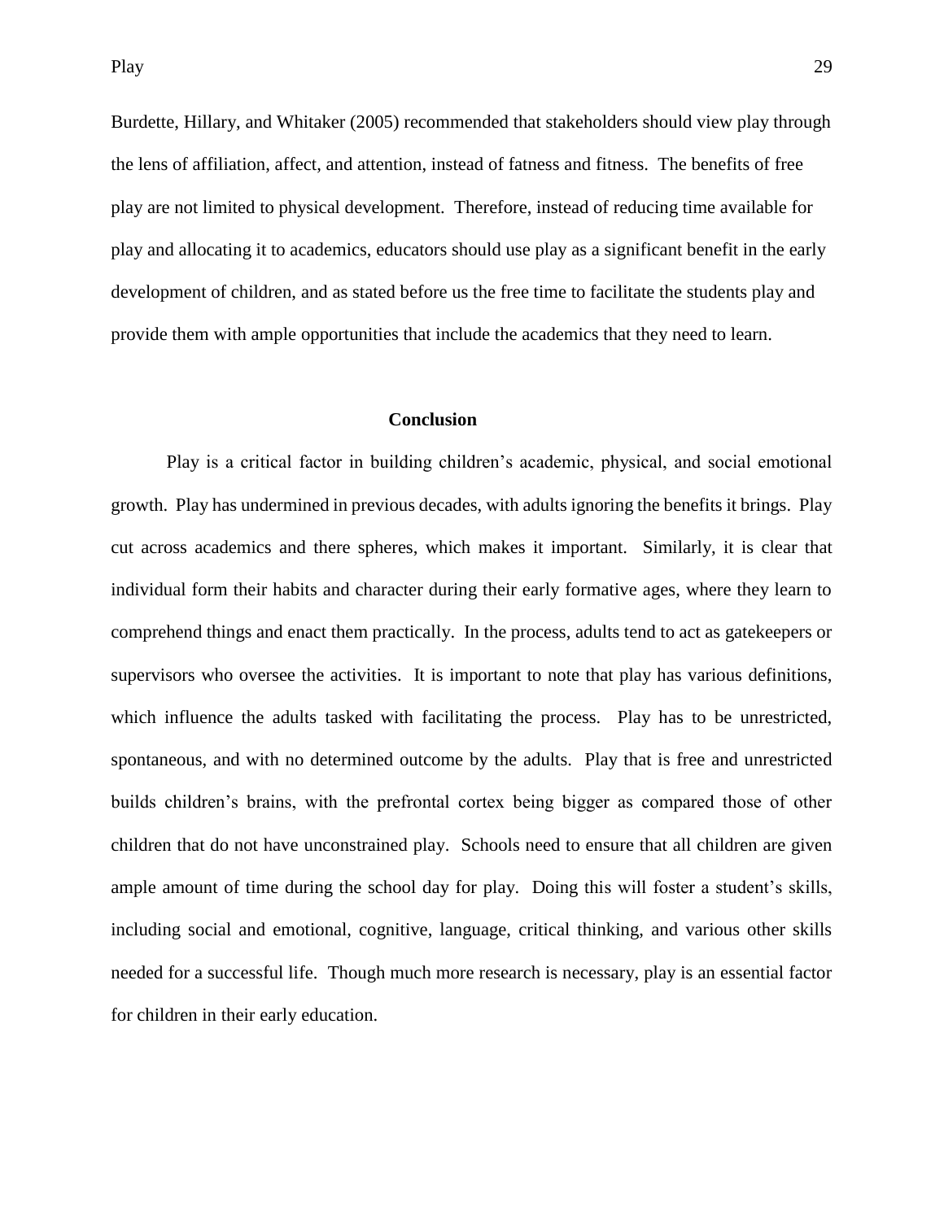Burdette, Hillary, and Whitaker (2005) recommended that stakeholders should view play through the lens of affiliation, affect, and attention, instead of fatness and fitness. The benefits of free play are not limited to physical development. Therefore, instead of reducing time available for play and allocating it to academics, educators should use play as a significant benefit in the early development of children, and as stated before us the free time to facilitate the students play and provide them with ample opportunities that include the academics that they need to learn.

## Conclusion

Play is a critical factor in building children's academic, physical, and social emotional growth. Play has undermined in previous decades, with adults ignoring the benefits it brings. Play cut across academics and there spheres, which makes it important. Similarly, it is clear that individual form their habits and character during their early formative ages, where they learn to comprehend things and enact them practically. In the process, adults tend to act as gatekeepers or supervisors who oversee the activities. It is important to note that play has various definitions, which influence the adults tasked with facilitating the process. Play has to be unrestricted, spontaneous, and with no determined outcome by the adults. Play that is free and unrestricted builds children's brains, with the prefrontal cortex being bigger as compared those of other children that do not have unconstrained play. Schools need to ensure that all children are given ample amount of time during the school day for play. Doing this will foster a student's skills, including social and emotional, cognitive, language, critical thinking, and various other skills needed for a successful life. Though much more research is necessary, play is an essential factor for children in their early education.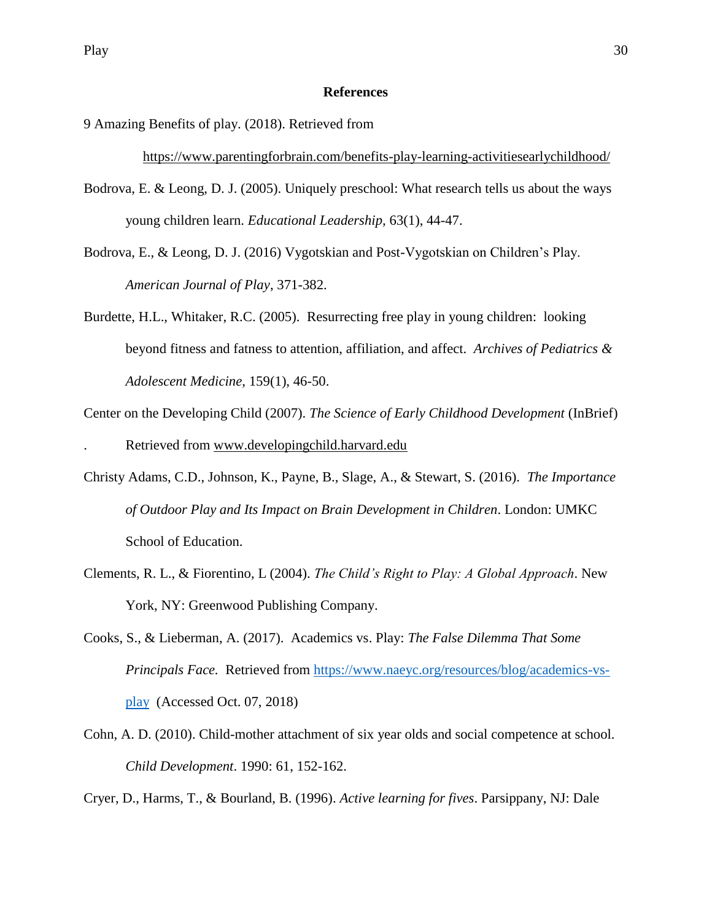**References**

9 Amazing Benefits of play. (2018). Retrieved from https://www.parentingforbrain.com/benefits-play-learning-activitiesearlychildhood/

Bodrova, E. & Leong, D. J. (2005). Uniquely preschool: What research tells us about the ways young children learn. *Educational Leadership,* 63(1), 44-47.

Bodrova, E., & Leong, D. J. (2016) Vygotskian and Post-Vygotskian on Children's Play. *American Journal of Play*, 371-382.

Burdette, H.L., Whitaker, R.C. (2005). Resurrecting free play in young children: looking beyond fitness and fatness to attention, affiliation, and affect. *Archives of Pediatrics & Adolescent Medicine*, 159(1), 46-50.

Center on the Developing Child (2007). *The Science of Early Childhood Development* (InBrief). Retrieved from www.developingchild.harvard.edu

Christy Adams, C.D., Johnson, K., Payne, B., Slage, A., & Stewart, S. (2016). *The Importance of Outdoor Play and Its Impact on Brain Development in Children*. London: UMKC School of Education.

Clements, R. L., & Fiorentino, L (2004). *The Child's Right to Play: A Global Approach*. New York, NY: Greenwood Publishing Company.

Cooks, S., & Lieberman, A. (2017). Academics vs. Play: *The False Dilemma That Some Principals Face.* Retrieved from https://www.naeyc.org/resources/blog/academics-vs-play (Accessed Oct. 07, 2018)

Cohn, A. D. (2010). Child-mother attachment of six year olds and social competence at school. *Child Development*. 1990: 61, 152-162.

Cryer, D., Harms, T., & Bourland, B. (1996). *Active learning for fives*. Parsippany, NJ: Dale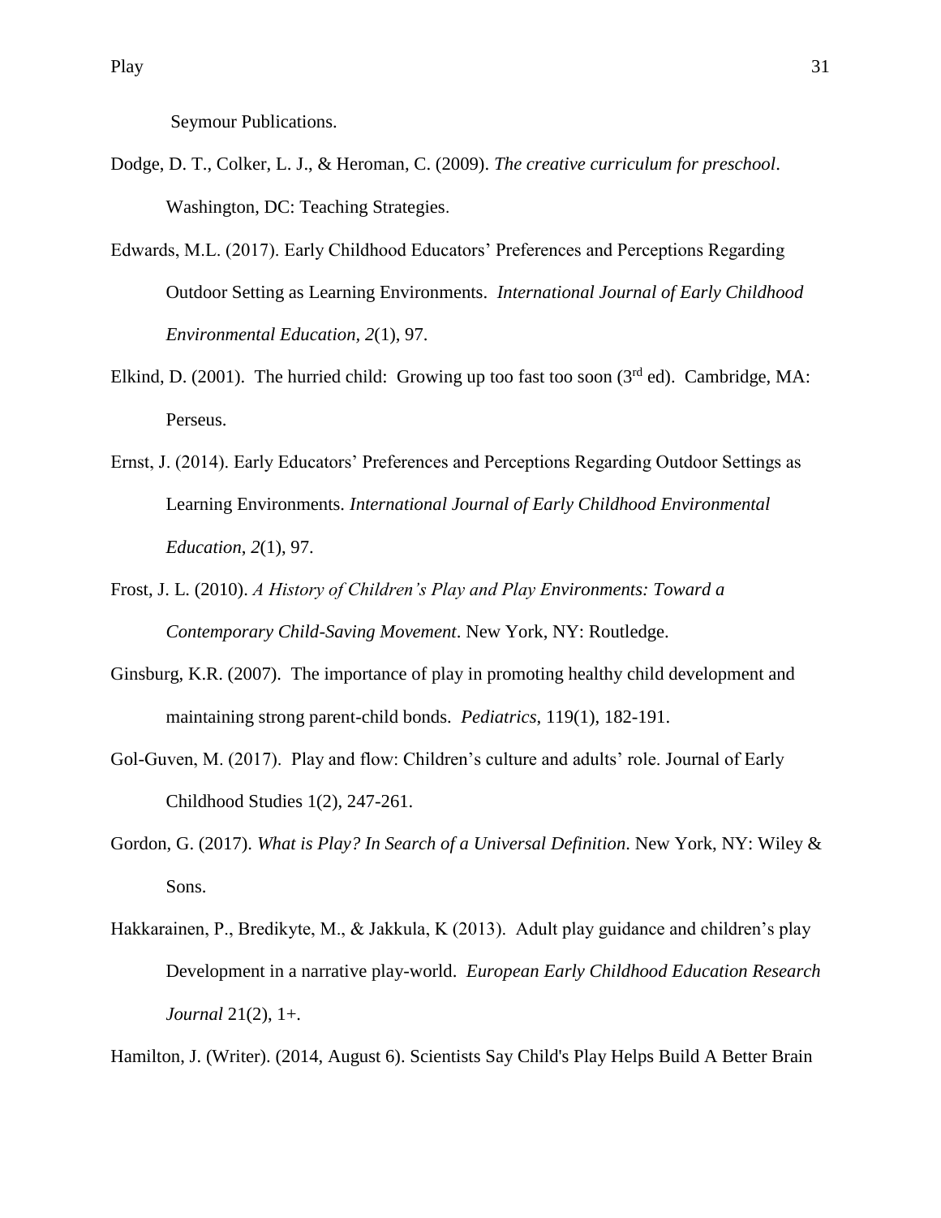Seymour Publications.

Dodge, D. T., Colker, L. J., & Heroman, C. (2009). *The creative curriculum for preschool*. Washington, DC: Teaching Strategies.

Edwards, M.L. (2017). Early Childhood Educators' Preferences and Perceptions Regarding Outdoor Setting as Learning Environments. *International Journal of Early Childhood Environmental Education, 2*(1), 97.

Elkind, D. (2001). The hurried child: Growing up too fast too soon (3rd ed). Cambridge, MA: Perseus.

Ernst, J. (2014). Early Educators' Preferences and Perceptions Regarding Outdoor Settings as Learning Environments. *International Journal of Early Childhood Environmental Education*, *2*(1), 97.

Frost, J. L. (2010). *A History of Children's Play and Play Environments: Toward a Contemporary Child-Saving Movement*. New York, NY: Routledge.

Ginsburg, K.R. (2007). The importance of play in promoting healthy child development and maintaining strong parent-child bonds. *Pediatrics*, 119(1), 182-191.

Gol-Guven, M. (2017). Play and flow: Children's culture and adults' role. Journal of Early Childhood Studies 1(2), 247-261.

Gordon, G. (2017). *What is Play? In Search of a Universal Definition*. New York, NY: Wiley & Sons.

Hakkarainen, P., Bredikyte, M., & Jakkula, K (2013). Adult play guidance and children's play Development in a narrative play-world. *European Early Childhood Education Research Journal* 21(2), 1+.

Hamilton, J. (Writer). (2014, August 6). Scientists Say Child's Play Helps Build A Better Brain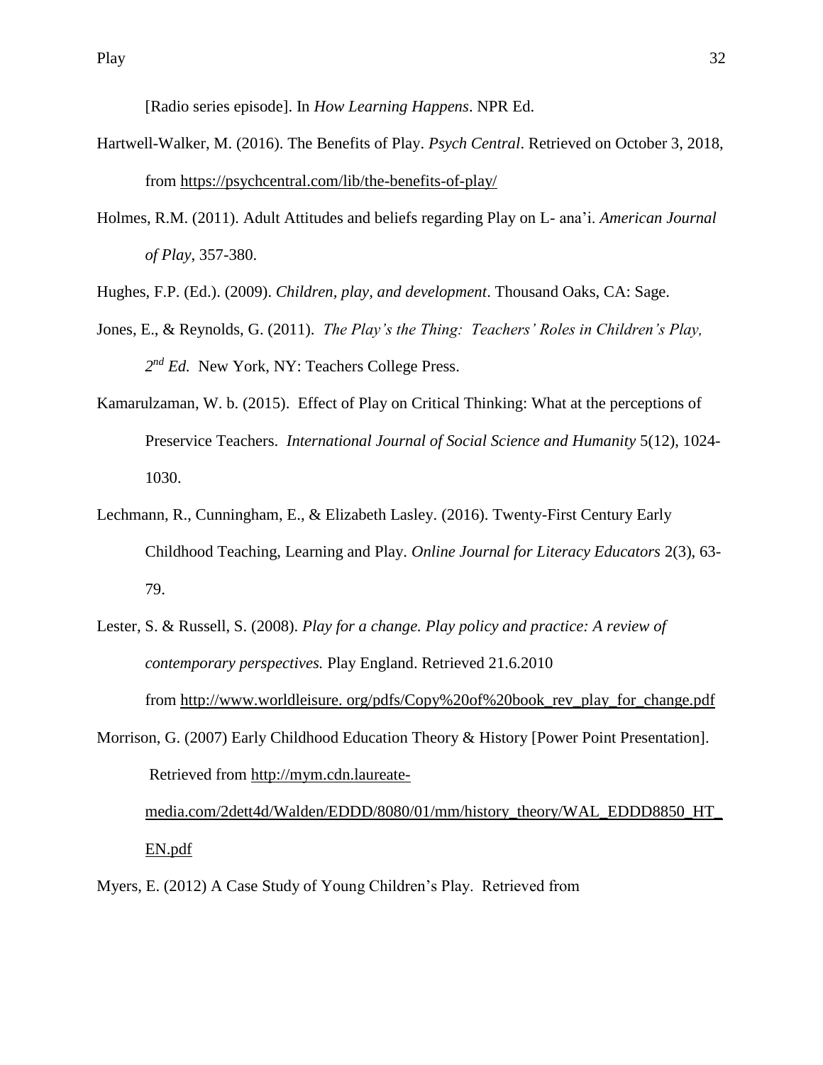[Radio series episode]. In *How Learning Happens*. NPR Ed.

Hartwell-Walker, M. (2016). The Benefits of Play. *Psych Central*. Retrieved on October 3, 2018, from https://psychcentral.com/lib/the-benefits-of-play/

Holmes, R.M. (2011). Adult Attitudes and beliefs regarding Play on L- ana'i. *American Journal of Play*, 357-380.

Hughes, F.P. (Ed.). (2009). *Children, play, and development*. Thousand Oaks, CA: Sage.

Jones, E., & Reynolds, G. (2011). *The Play's the Thing: Teachers' Roles in Children's Play, 2nd Ed.* New York, NY: Teachers College Press.

Kamarulzaman, W. b. (2015). Effect of Play on Critical Thinking: What at the perceptions of Preservice Teachers. *International Journal of Social Science and Humanity* 5(12), 1024-1030.

Lechmann, R., Cunningham, E., & Elizabeth Lasley. (2016). Twenty-First Century Early Childhood Teaching, Learning and Play. *Online Journal for Literacy Educators* 2(3), 63-79.

Lester, S. & Russell, S. (2008). *Play for a change. Play policy and practice: A review of contemporary perspectives.* Play England. Retrieved 21.6.2010 from http://www.worldleisure. org/pdfs/Copy%20of%20book_rev_play_for_change.pdf

Morrison, G. (2007) Early Childhood Education Theory & History [Power Point Presentation]. Retrieved from http://mym.cdn.laureate-media.com/2dett4d/Walden/EDDD/8080/01/mm/history_theory/WAL_EDDD8850_HT_EN.pdf

Myers, E. (2012) A Case Study of Young Children's Play. Retrieved from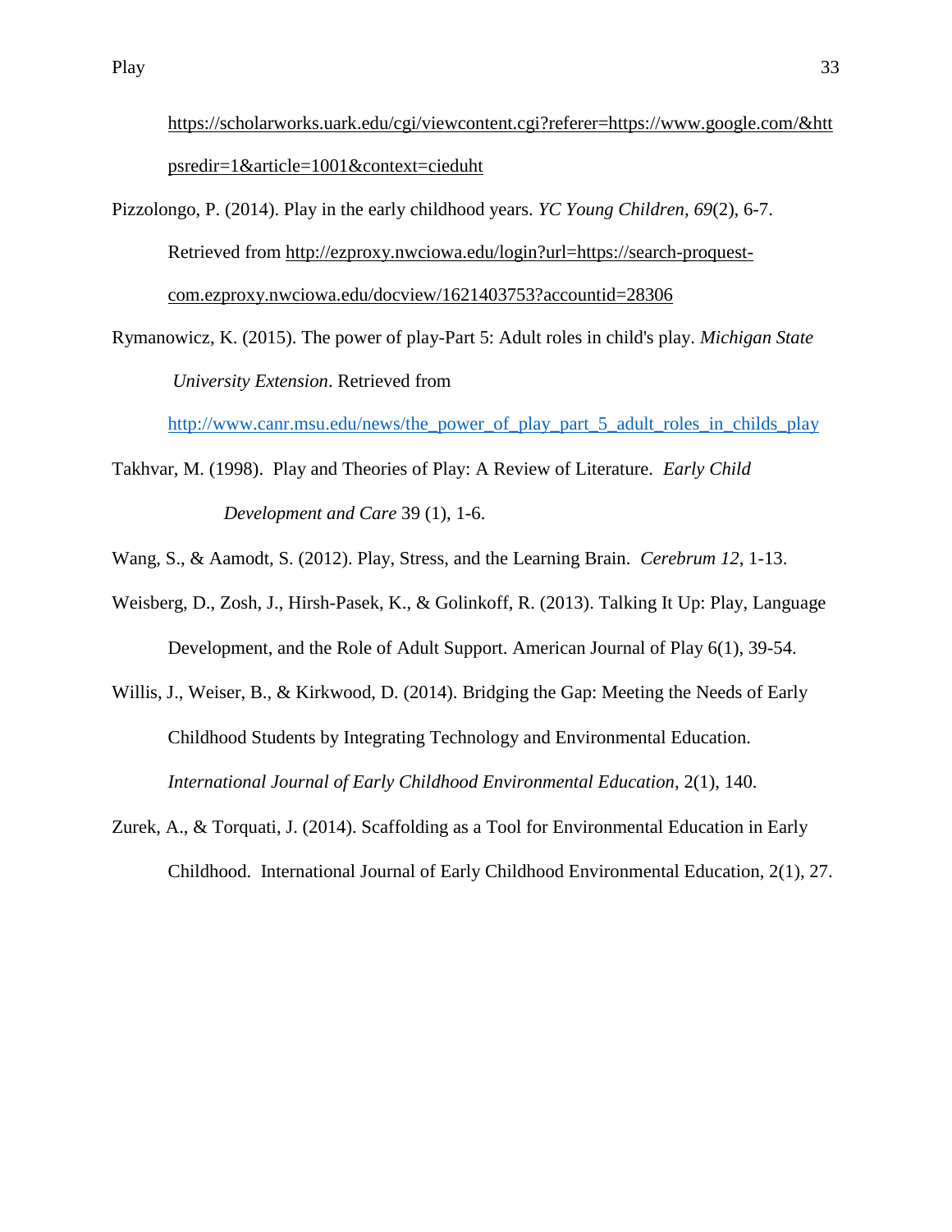https://scholarworks.uark.edu/cgi/viewcontent.cgi?referer=https://www.google.com/&httpsredir=1&article=1001&context=cieduht

Pizzolongo, P. (2014). Play in the early childhood years. *YC Young Children*, *69*(2), 6-7. Retrieved from http://ezproxy.nwciowa.edu/login?url=https://search-proquest-com.ezproxy.nwciowa.edu/docview/1621403753?accountid=28306

Rymanowicz, K. (2015). The power of play-Part 5: Adult roles in child's play. *Michigan State University Extension*. Retrieved from http://www.canr.msu.edu/news/the_power_of_play_part_5_adult_roles_in_childs_play

Takhvar, M. (1998). Play and Theories of Play: A Review of Literature. *Early Child Development and Care* 39 (1), 1-6.

Wang, S., & Aamodt, S. (2012). Play, Stress, and the Learning Brain. *Cerebrum 12*, 1-13.

Weisberg, D., Zosh, J., Hirsh-Pasek, K., & Golinkoff, R. (2013). Talking It Up: Play, Language Development, and the Role of Adult Support. American Journal of Play 6(1), 39-54.

Willis, J., Weiser, B., & Kirkwood, D. (2014). Bridging the Gap: Meeting the Needs of Early Childhood Students by Integrating Technology and Environmental Education. *International Journal of Early Childhood Environmental Education*, 2(1), 140.

Zurek, A., & Torquati, J. (2014). Scaffolding as a Tool for Environmental Education in Early Childhood. International Journal of Early Childhood Environmental Education, 2(1), 27.